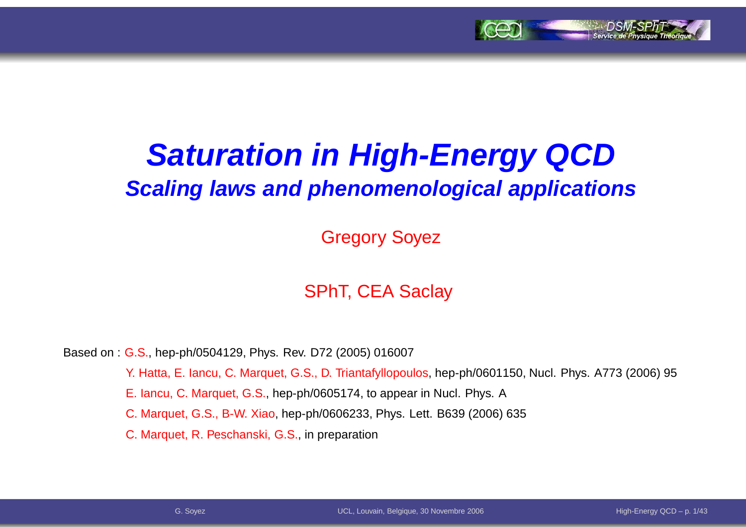# *Saturation in High-Energy QCD*

## *Scaling laws and phenomenological applications*

Gregory Soyez

SPhT, CEA Saclay

Based on : G.S., hep-ph/0504129, Phys. Rev. D72 (2005) 016007

Y. Hatta, E. Iancu, C. Marquet, G.S., D. Triantafyllopoulos, hep-ph/0601150, Nucl. Phys. A773 (2006) 95

E. Iancu, C. Marquet, G.S., hep-ph/0605174, to appear in Nucl. Phys. A

C. Marquet, G.S., B-W. Xiao, hep-ph/0606233, Phys. Lett. B639 (2006) 635

C. Marquet, R. Peschanski, G.S., in preparation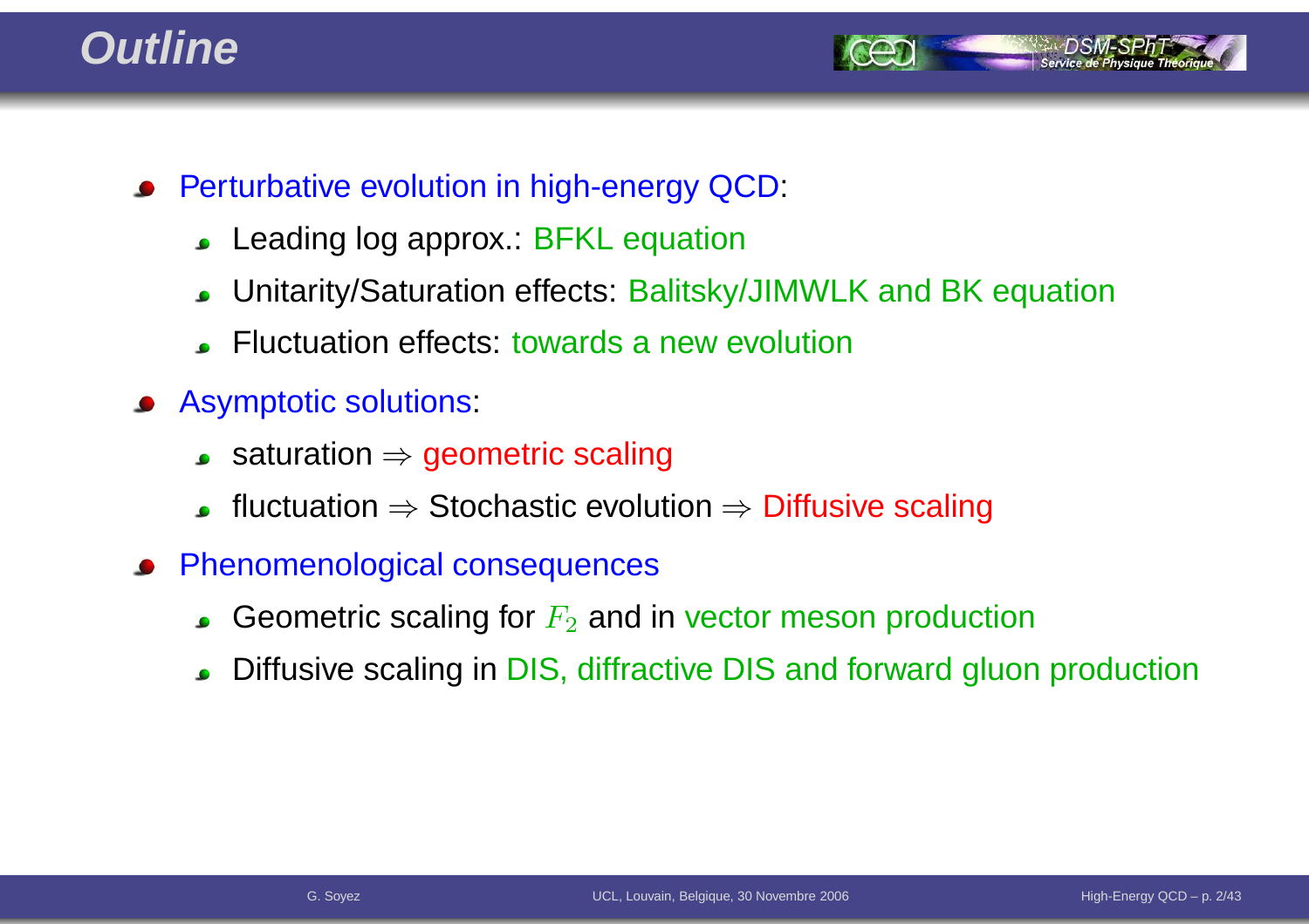# Outline

- Perturbative evolution in high-energy QCD:
  - Leading log approx.: BFKL equation
  - Unitarity/Saturation effects: Balitsky/JIMWLK and BK equation
  - Fluctuation effects: towards a new evolution
- Asymptotic solutions:
  - saturation $\Rightarrow$ geometric scaling
  - fluctuation $\Rightarrow$ Stochastic evolution $\Rightarrow$ Diffusive scaling
- Phenomenological consequences
  - Geometric scaling for $F_2$ and in vector meson production
  - Diffusive scaling in DIS, diffractive DIS and forward gluon production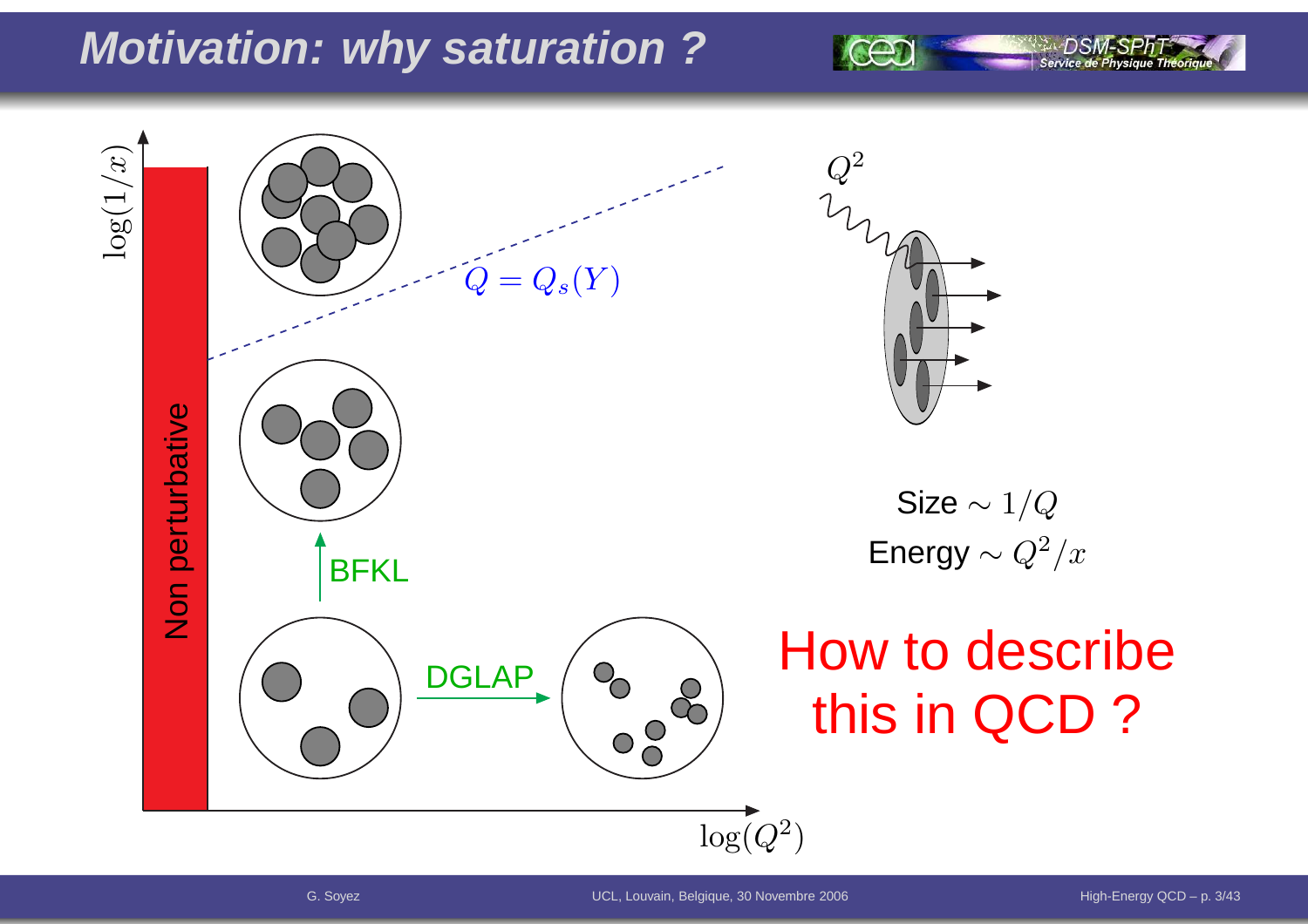# Motivation: why saturation ?

Non perturbative

$\log(1/x)$

$Q = Q_s(Y)$

BFKL

DGLAP

$\log(Q^2)$

$Q^2$

Size $\sim 1/Q$

Energy $\sim Q^2/x$

How to describe this in QCD ?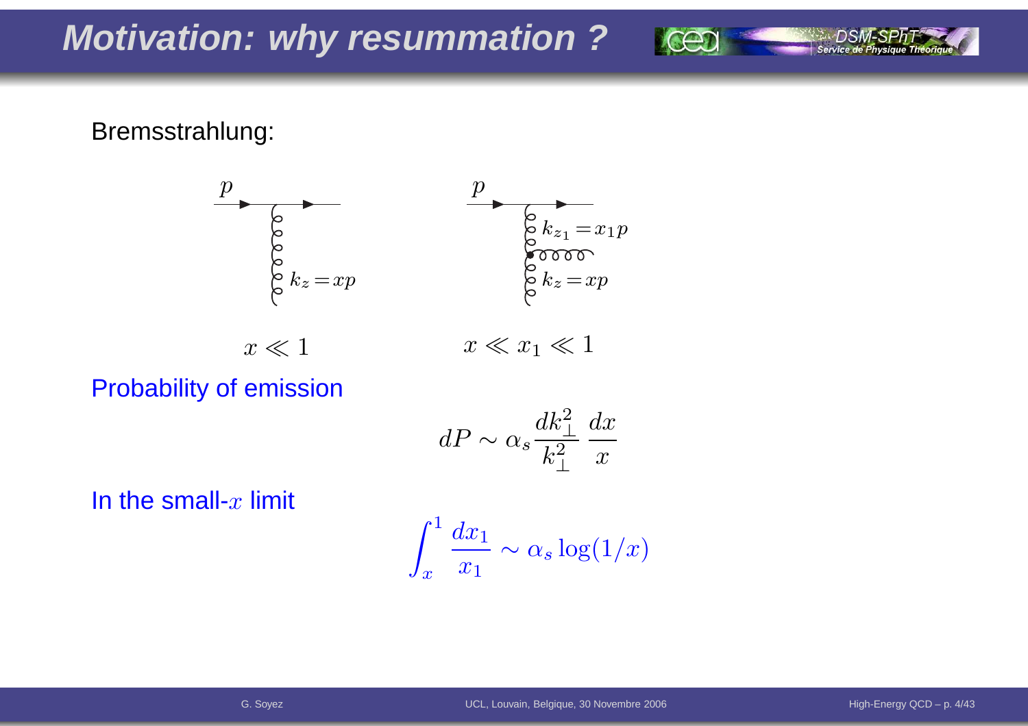# Motivation: why resummation ?

Bremsstrahlung:

$p$, $k_z = xp$ — $x \ll 1$

$p$, $k_{z_1} = x_1 p$, $k_z = xp$ — $x \ll x_1 \ll 1$

Probability of emission

$$dP \sim \alpha_s \frac{dk_\perp^2}{k_\perp^2} \frac{dx}{x}$$

In the small-$x$ limit

$$\int_x^1 \frac{dx_1}{x_1} \sim \alpha_s \log(1/x)$$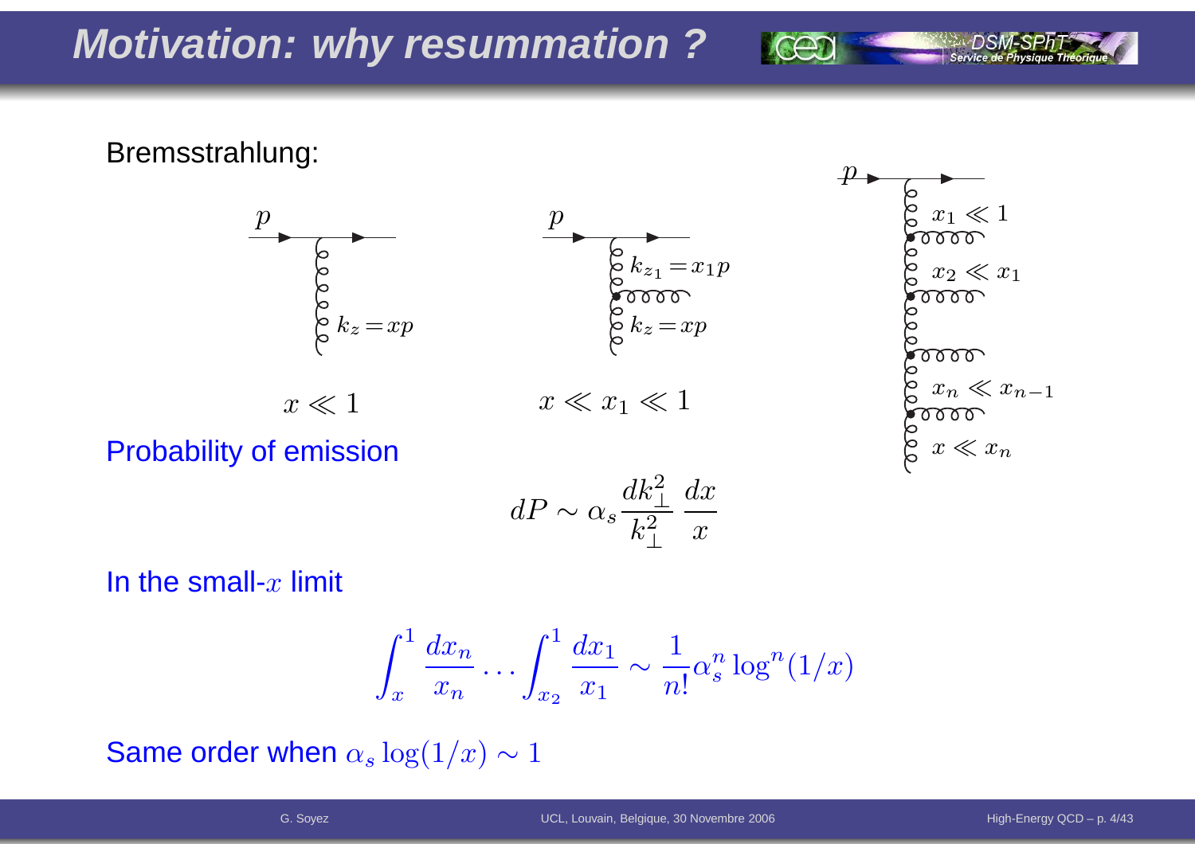# Motivation: why resummation ?

Bremsstrahlung:

$x \ll 1$ $\quad$ $x \ll x_1 \ll 1$

Probability of emission

$$dP \sim \alpha_s \frac{dk_\perp^2}{k_\perp^2} \frac{dx}{x}$$

In the small-$x$ limit

$$\int_x^1 \frac{dx_n}{x_n} \dots \int_{x_2}^1 \frac{dx_1}{x_1} \sim \frac{1}{n!} \alpha_s^n \log^n(1/x)$$

Same order when $\alpha_s \log(1/x) \sim 1$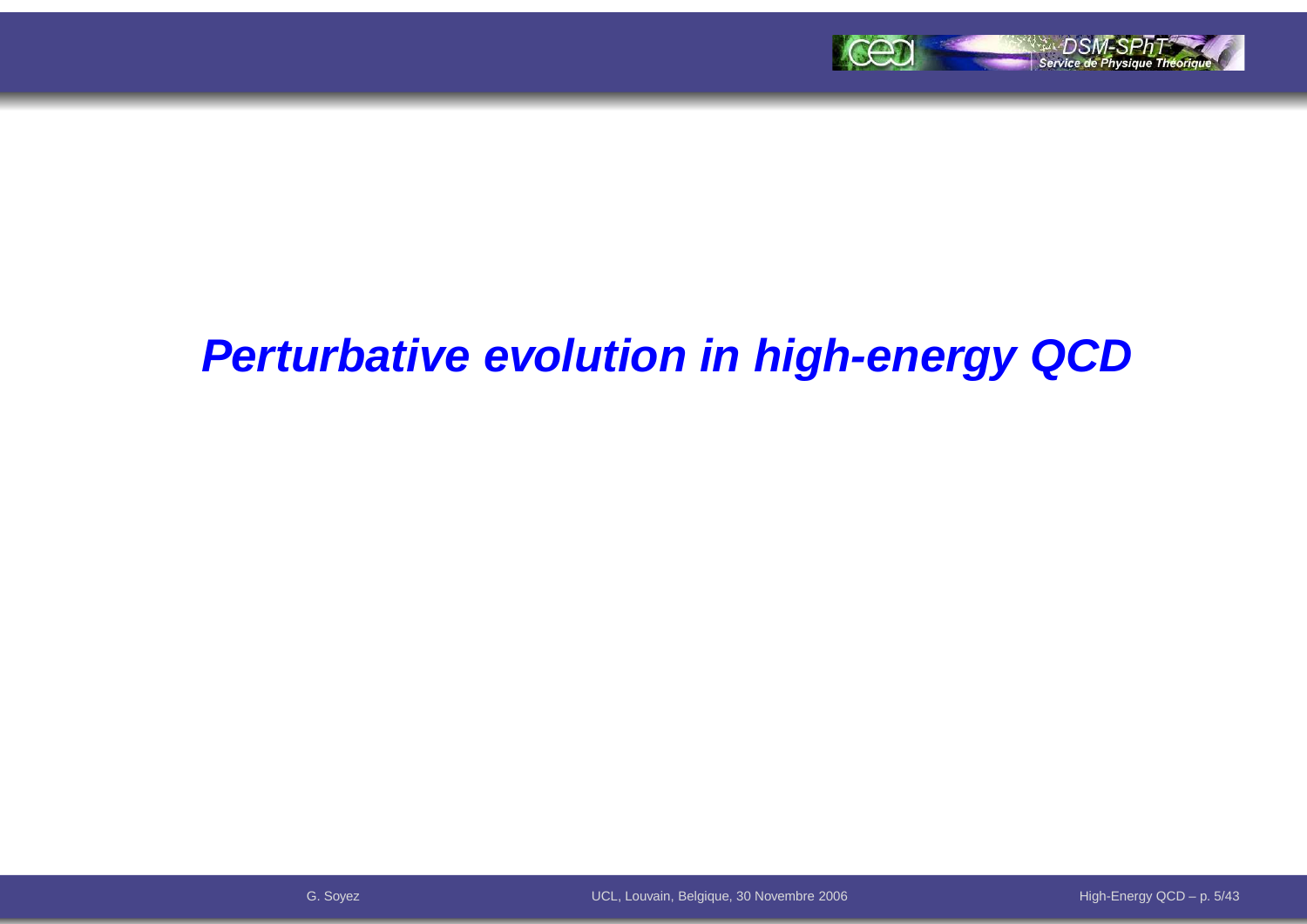# *Perturbative evolution in high-energy QCD*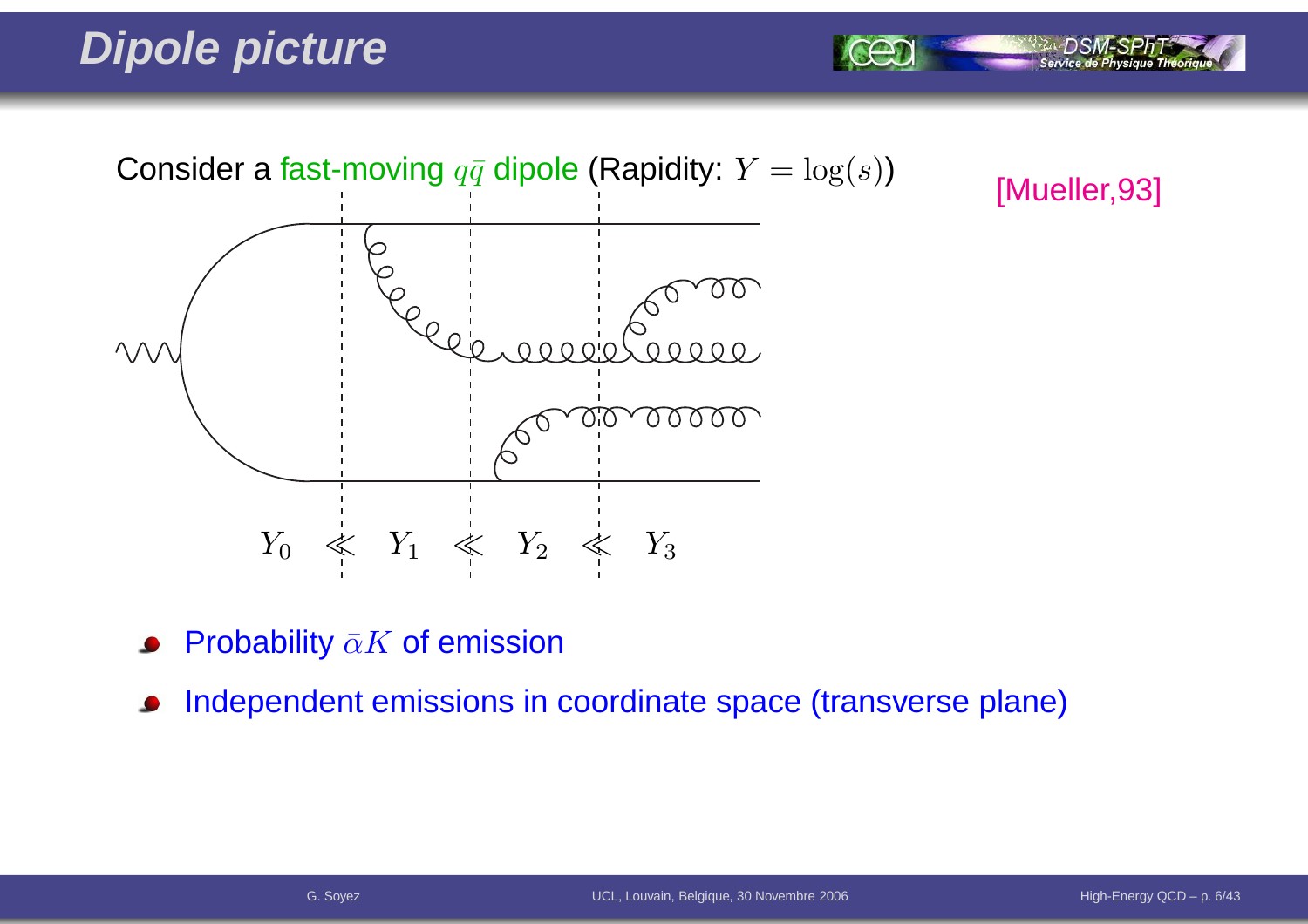# Dipole picture

Consider a fast-moving $q\bar{q}$ dipole (Rapidity: $Y = \log(s)$)

[Mueller,93]

$Y_0 \lll Y_1 \lll Y_2 \lll Y_3$

- Probability $\bar{\alpha}K$ of emission
- Independent emissions in coordinate space (transverse plane)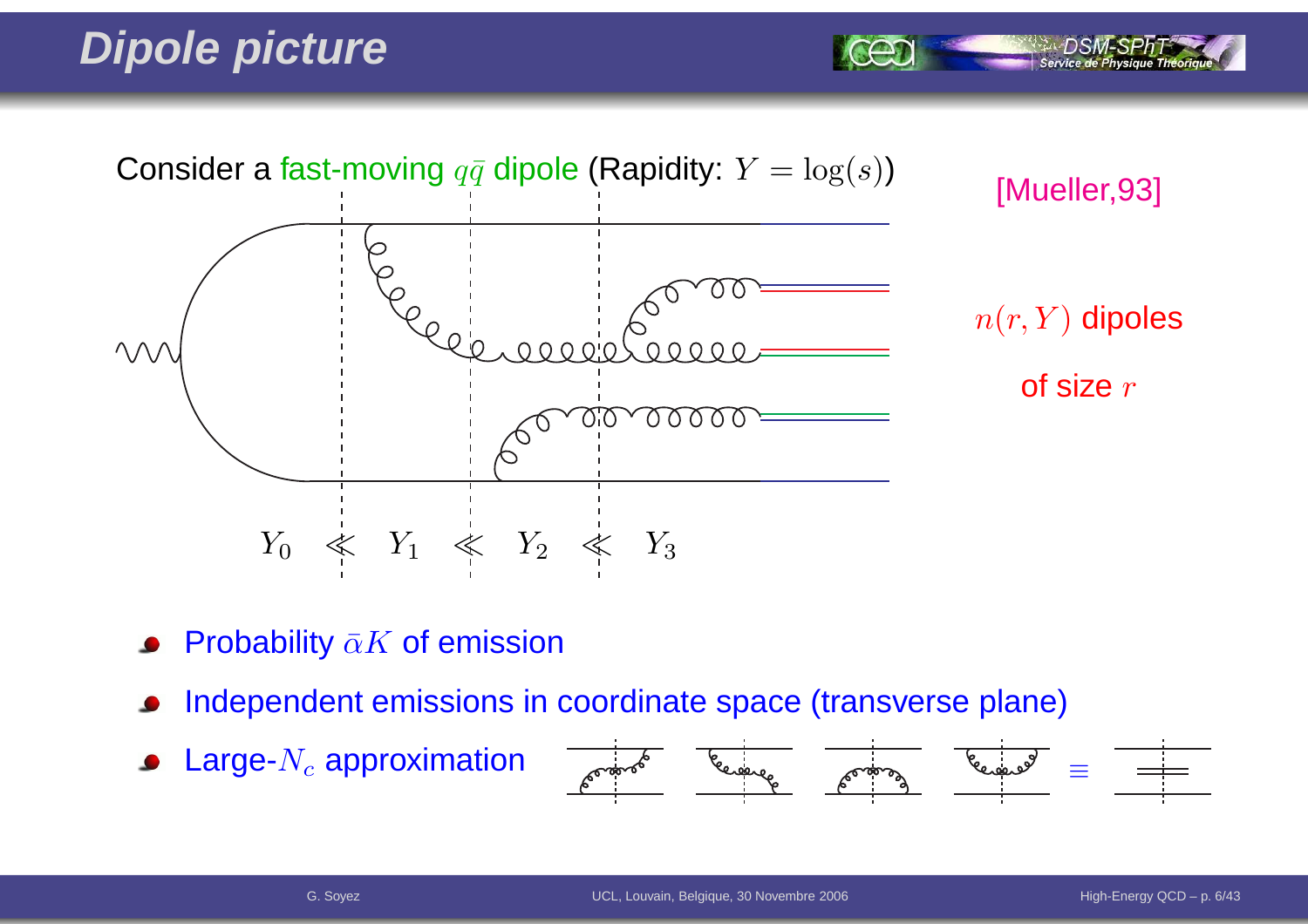# Dipole picture

Consider a fast-moving $q\bar{q}$ dipole (Rapidity: $Y = \log(s)$)

[Mueller,93]

$n(r, Y)$ dipoles

of size $r$

$Y_0 \lll Y_1 \lll Y_2 \lll Y_3$

- Probability $\bar{\alpha}K$ of emission
- Independent emissions in coordinate space (transverse plane)
- Large-$N_c$ approximation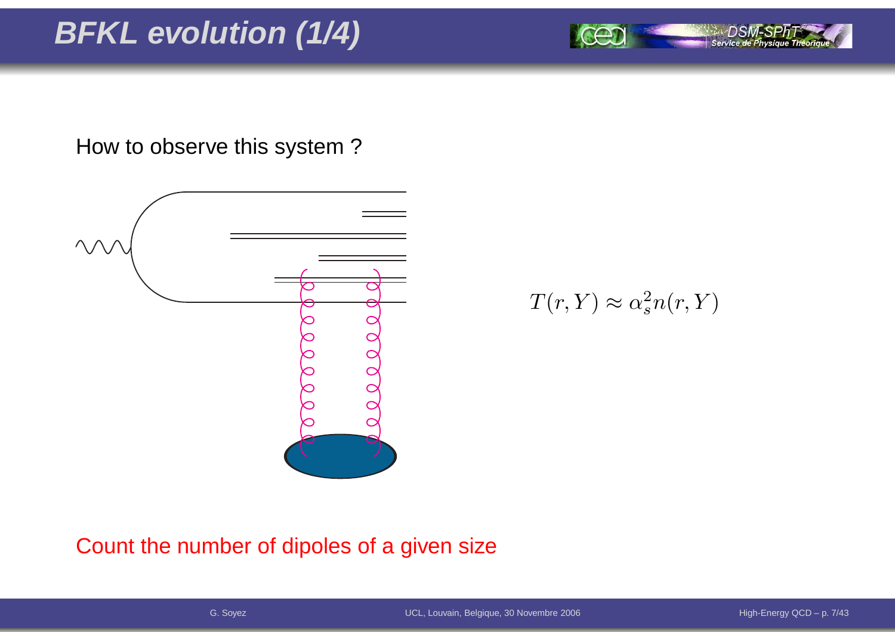# BFKL evolution (1/4)

How to observe this system ?

$$T(r, Y) \approx \alpha_s^2 n(r, Y)$$

Count the number of dipoles of a given size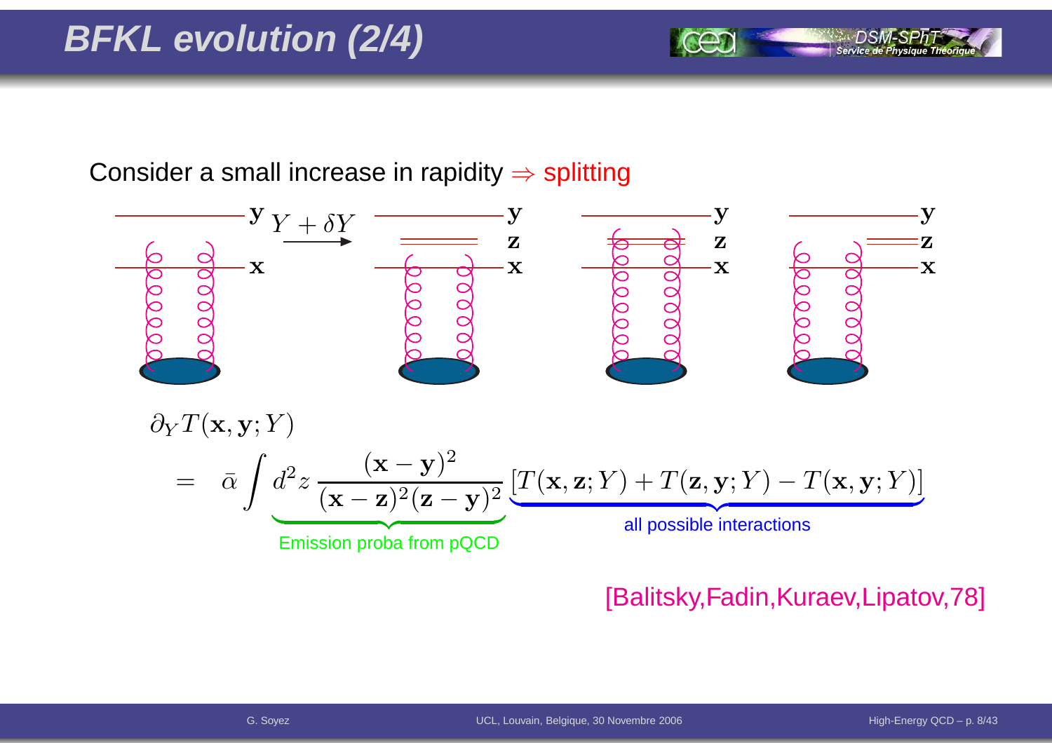# BFKL evolution (2/4)

Consider a small increase in rapidity $\Rightarrow$ splitting

$$\partial_Y T(\mathbf{x},\mathbf{y};Y)$$

$$= \bar{\alpha} \int d^2z \, \underbrace{\frac{(\mathbf{x}-\mathbf{y})^2}{(\mathbf{x}-\mathbf{z})^2(\mathbf{z}-\mathbf{y})^2}}_{\text{Emission proba from pQCD}} \underbrace{\left[T(\mathbf{x},\mathbf{z};Y) + T(\mathbf{z},\mathbf{y};Y) - T(\mathbf{x},\mathbf{y};Y)\right]}_{\text{all possible interactions}}$$

[Balitsky,Fadin,Kuraev,Lipatov,78]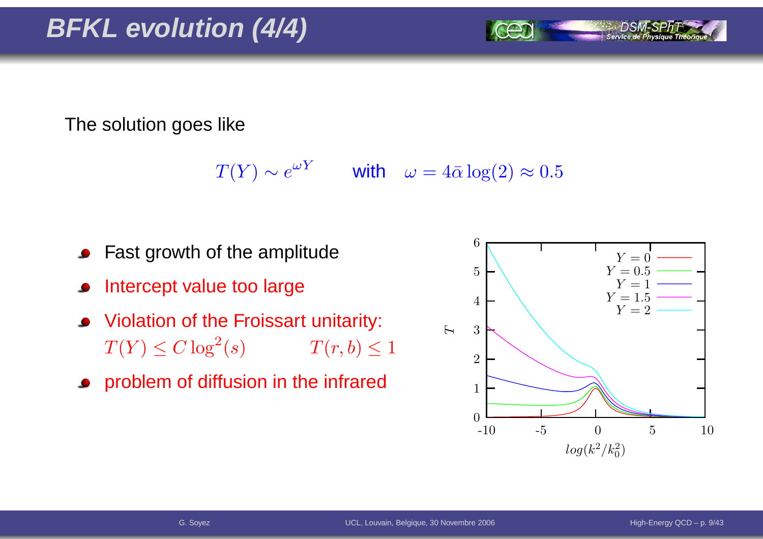# BFKL evolution (4/4)

The solution goes like

$$T(Y) \sim e^{\omega Y} \qquad \text{with} \quad \omega = 4\bar{\alpha}\log(2) \approx 0.5$$

- Fast growth of the amplitude
- Intercept value too large
- Violation of the Froissart unitarity:
  $T(Y) \leq C\log^2(s)$ $\qquad$ $T(r,b) \leq 1$
- problem of diffusion in the infrared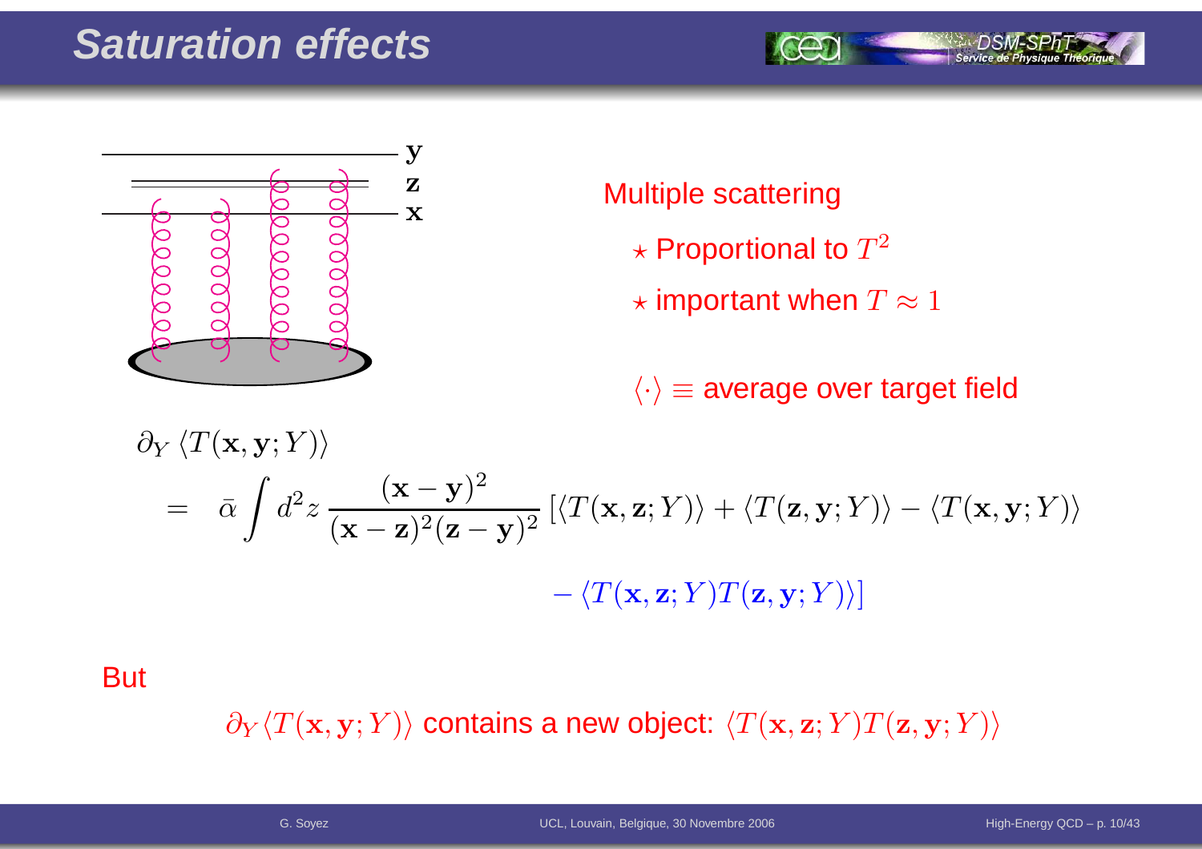# Saturation effects

Multiple scattering

- ⋆ Proportional to $T^2$
- ⋆ important when $T \approx 1$

$\langle\cdot\rangle \equiv$ average over target field

$$
\begin{aligned}
&\partial_Y \langle T(\mathbf{x},\mathbf{y};Y)\rangle \\
&= \bar{\alpha}\int d^2z\, \frac{(\mathbf{x}-\mathbf{y})^2}{(\mathbf{x}-\mathbf{z})^2(\mathbf{z}-\mathbf{y})^2}\left[\langle T(\mathbf{x},\mathbf{z};Y)\rangle + \langle T(\mathbf{z},\mathbf{y};Y)\rangle - \langle T(\mathbf{x},\mathbf{y};Y)\rangle \right. \\
&\qquad \left. - \langle T(\mathbf{x},\mathbf{z};Y)T(\mathbf{z},\mathbf{y};Y)\rangle\right]
\end{aligned}
$$

But

$\partial_Y \langle T(\mathbf{x},\mathbf{y};Y)\rangle$ contains a new object: $\langle T(\mathbf{x},\mathbf{z};Y)T(\mathbf{z},\mathbf{y};Y)\rangle$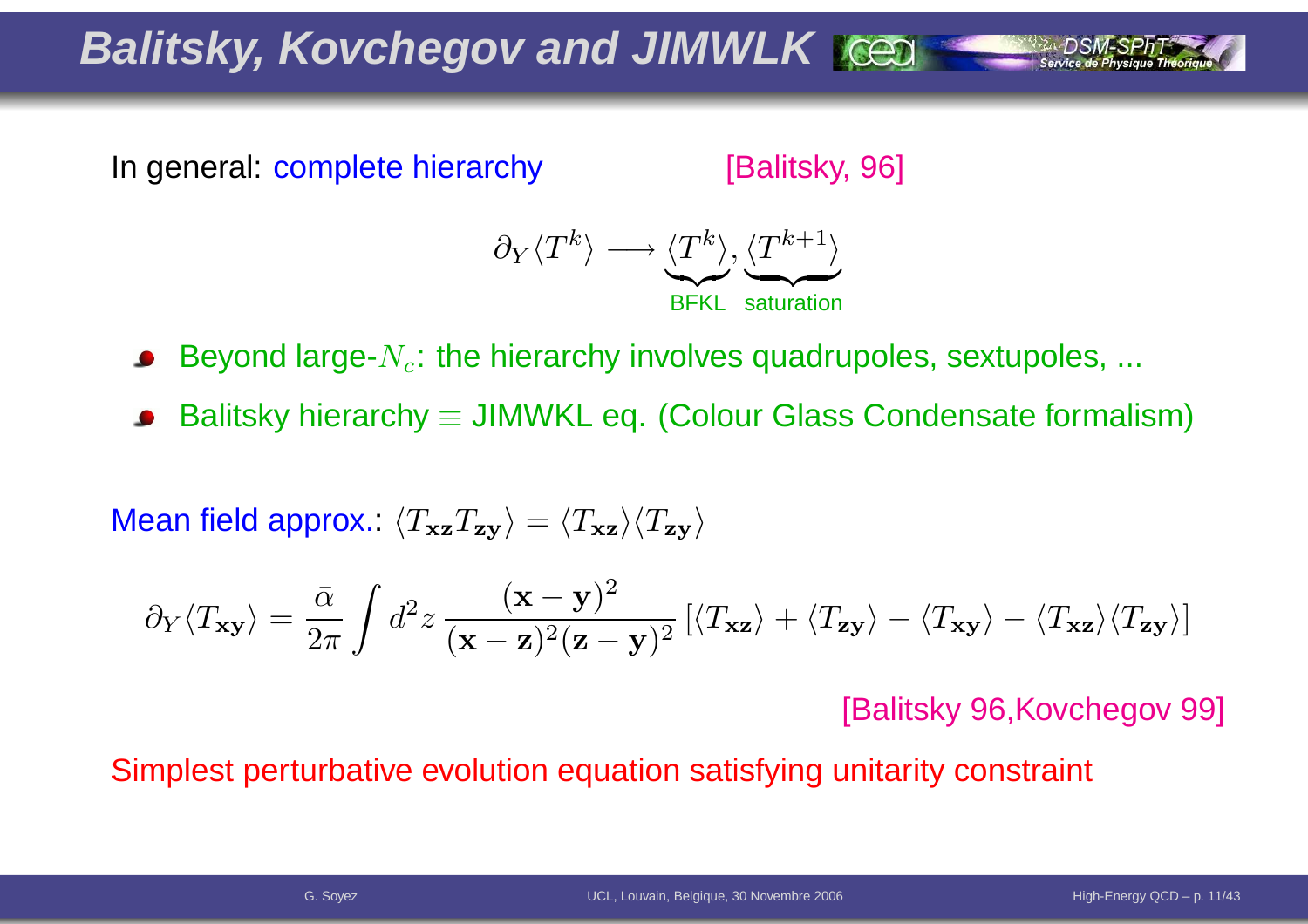# Balitsky, Kovchegov and JIMWLK

In general: complete hierarchy [Balitsky, 96]

$$\partial_Y \langle T^k \rangle \longrightarrow \underbrace{\langle T^k \rangle}_{\text{BFKL}}, \underbrace{\langle T^{k+1} \rangle}_{\text{saturation}}$$

- Beyond large-$N_c$: the hierarchy involves quadrupoles, sextupoles, ...
- Balitsky hierarchy $\equiv$ JIMWKL eq. (Colour Glass Condensate formalism)

Mean field approx.: $\langle T_{\mathbf{xz}} T_{\mathbf{zy}} \rangle = \langle T_{\mathbf{xz}} \rangle \langle T_{\mathbf{zy}} \rangle$

$$\partial_Y \langle T_{\mathbf{xy}} \rangle = \frac{\bar{\alpha}}{2\pi} \int d^2z \, \frac{(\mathbf{x}-\mathbf{y})^2}{(\mathbf{x}-\mathbf{z})^2(\mathbf{z}-\mathbf{y})^2} \left[ \langle T_{\mathbf{xz}} \rangle + \langle T_{\mathbf{zy}} \rangle - \langle T_{\mathbf{xy}} \rangle - \langle T_{\mathbf{xz}} \rangle \langle T_{\mathbf{zy}} \rangle \right]$$

[Balitsky 96,Kovchegov 99]

Simplest perturbative evolution equation satisfying unitarity constraint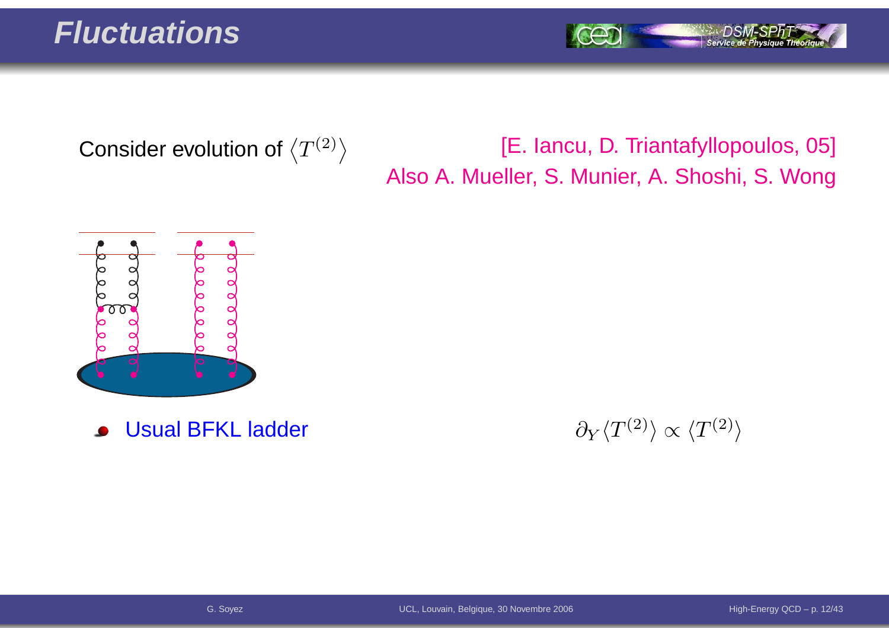# Fluctuations

Consider evolution of $\langle T^{(2)} \rangle$

[E. Iancu, D. Triantafyllopoulos, 05]
Also A. Mueller, S. Munier, A. Shoshi, S. Wong

- Usual BFKL ladder

$$\partial_Y \langle T^{(2)} \rangle \propto \langle T^{(2)} \rangle$$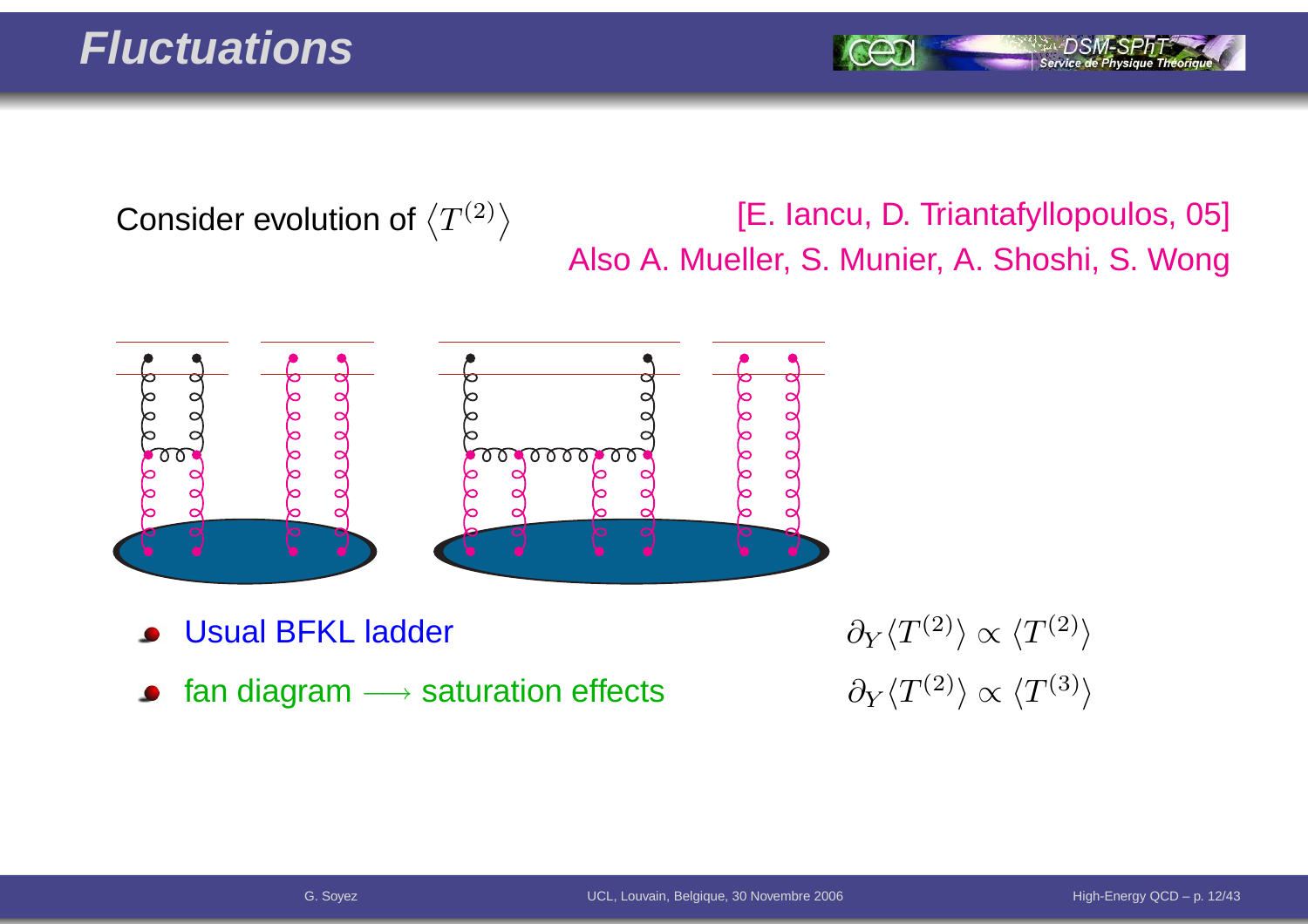# Fluctuations

Consider evolution of $\langle T^{(2)} \rangle$

[E. Iancu, D. Triantafyllopoulos, 05]
Also A. Mueller, S. Munier, A. Shoshi, S. Wong

- Usual BFKL ladder $\qquad \partial_Y \langle T^{(2)} \rangle \propto \langle T^{(2)} \rangle$
- fan diagram $\longrightarrow$ saturation effects $\qquad \partial_Y \langle T^{(2)} \rangle \propto \langle T^{(3)} \rangle$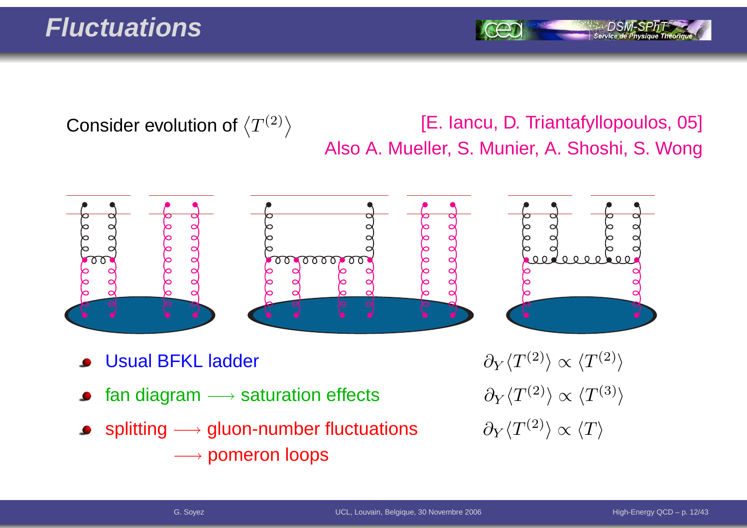# Fluctuations

Consider evolution of $\langle T^{(2)} \rangle$

[E. Iancu, D. Triantafyllopoulos, 05]
Also A. Mueller, S. Munier, A. Shoshi, S. Wong

- Usual BFKL ladder $\quad \partial_Y \langle T^{(2)} \rangle \propto \langle T^{(2)} \rangle$
- fan diagram $\longrightarrow$ saturation effects $\quad \partial_Y \langle T^{(2)} \rangle \propto \langle T^{(3)} \rangle$
- splitting $\longrightarrow$ gluon-number fluctuations $\quad \partial_Y \langle T^{(2)} \rangle \propto \langle T \rangle$
  $\longrightarrow$ pomeron loops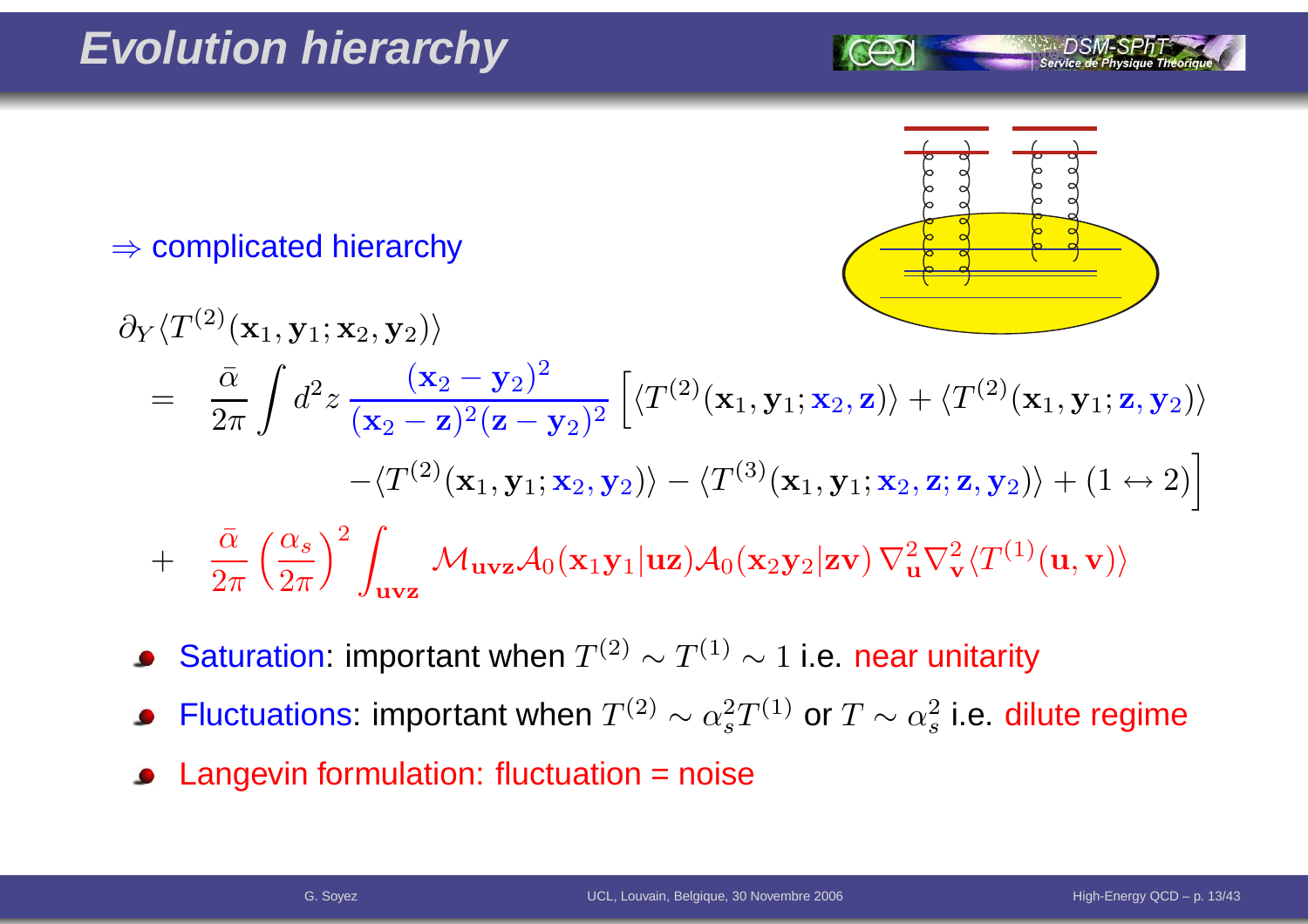# Evolution hierarchy

$\Rightarrow$ complicated hierarchy

$$
\begin{aligned}
\partial_Y \langle T^{(2)}(\mathbf{x}_1,\mathbf{y}_1;\mathbf{x}_2,\mathbf{y}_2)\rangle
&= \frac{\bar\alpha}{2\pi}\int d^2z\,\frac{(\mathbf{x}_2-\mathbf{y}_2)^2}{(\mathbf{x}_2-\mathbf{z})^2(\mathbf{z}-\mathbf{y}_2)^2}\Big[\langle T^{(2)}(\mathbf{x}_1,\mathbf{y}_1;\mathbf{x}_2,\mathbf{z})\rangle+\langle T^{(2)}(\mathbf{x}_1,\mathbf{y}_1;\mathbf{z},\mathbf{y}_2)\rangle\\
&\qquad -\langle T^{(2)}(\mathbf{x}_1,\mathbf{y}_1;\mathbf{x}_2,\mathbf{y}_2)\rangle-\langle T^{(3)}(\mathbf{x}_1,\mathbf{y}_1;\mathbf{x}_2,\mathbf{z};\mathbf{z},\mathbf{y}_2)\rangle+(1\leftrightarrow 2)\Big]\\
&+ \frac{\bar\alpha}{2\pi}\left(\frac{\alpha_s}{2\pi}\right)^2\int_{\mathbf{uvz}}\mathcal{M}_{\mathbf{uvz}}\mathcal{A}_0(\mathbf{x}_1\mathbf{y}_1|\mathbf{uz})\mathcal{A}_0(\mathbf{x}_2\mathbf{y}_2|\mathbf{zv})\,\nabla^2_{\mathbf{u}}\nabla^2_{\mathbf{v}}\langle T^{(1)}(\mathbf{u},\mathbf{v})\rangle
\end{aligned}
$$

- Saturation: important when $T^{(2)}\sim T^{(1)}\sim 1$ i.e. near unitarity
- Fluctuations: important when $T^{(2)}\sim \alpha_s^2 T^{(1)}$ or $T\sim\alpha_s^2$ i.e. dilute regime
- Langevin formulation: fluctuation = noise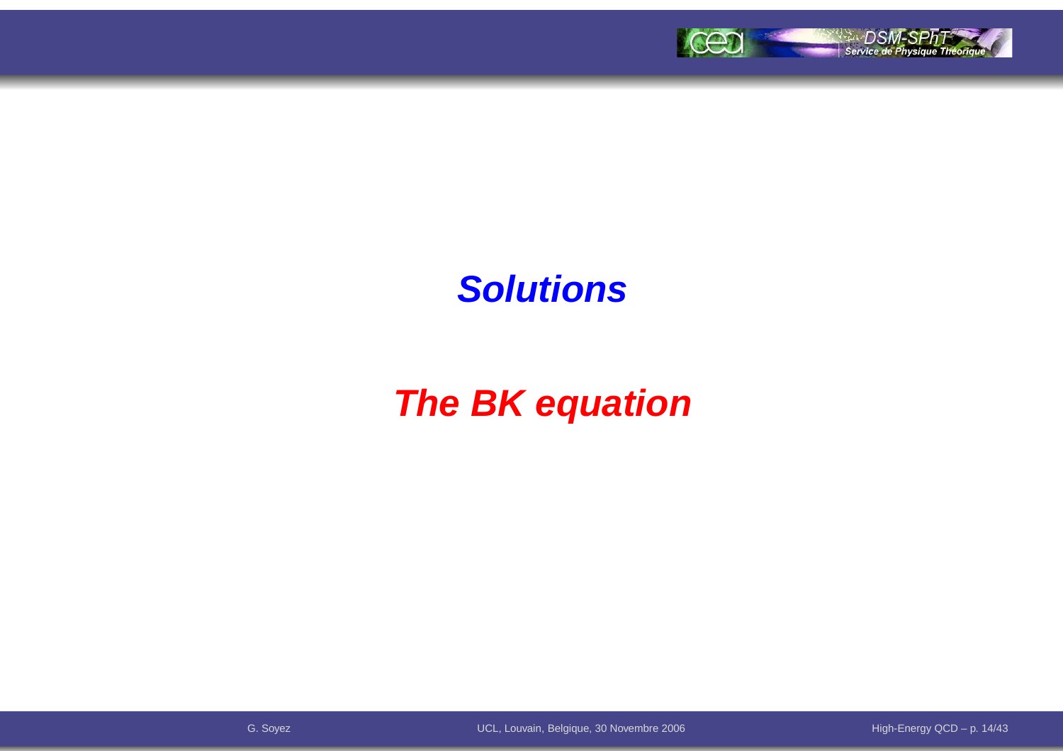# *Solutions*

# *The BK equation*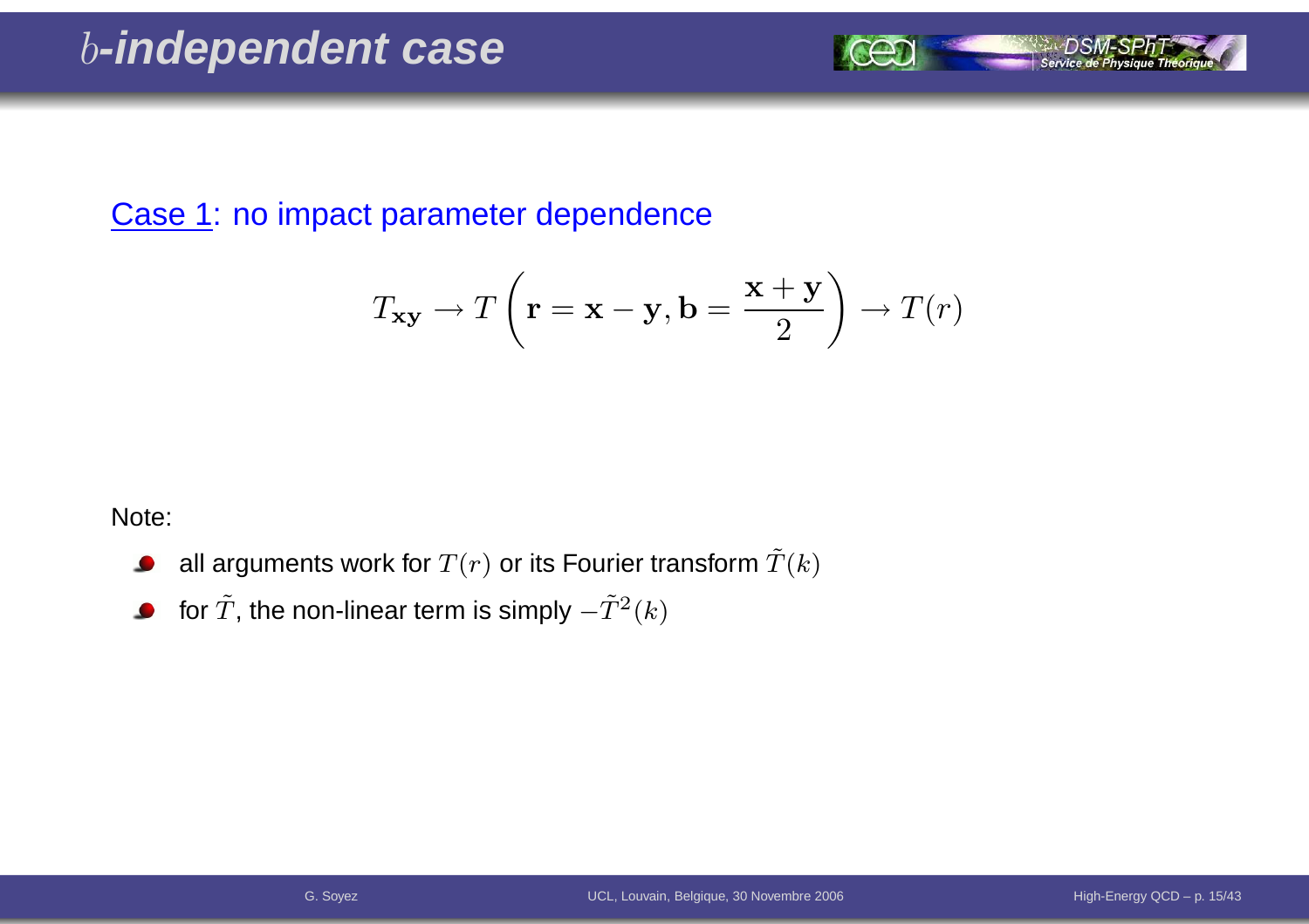# $b$-independent case

Case 1: no impact parameter dependence

$$T_{\mathbf{xy}} \to T\left(\mathbf{r} = \mathbf{x} - \mathbf{y}, \mathbf{b} = \frac{\mathbf{x} + \mathbf{y}}{2}\right) \to T(r)$$

Note:

- all arguments work for $T(r)$ or its Fourier transform $\tilde{T}(k)$
- for $\tilde{T}$, the non-linear term is simply $-\tilde{T}^2(k)$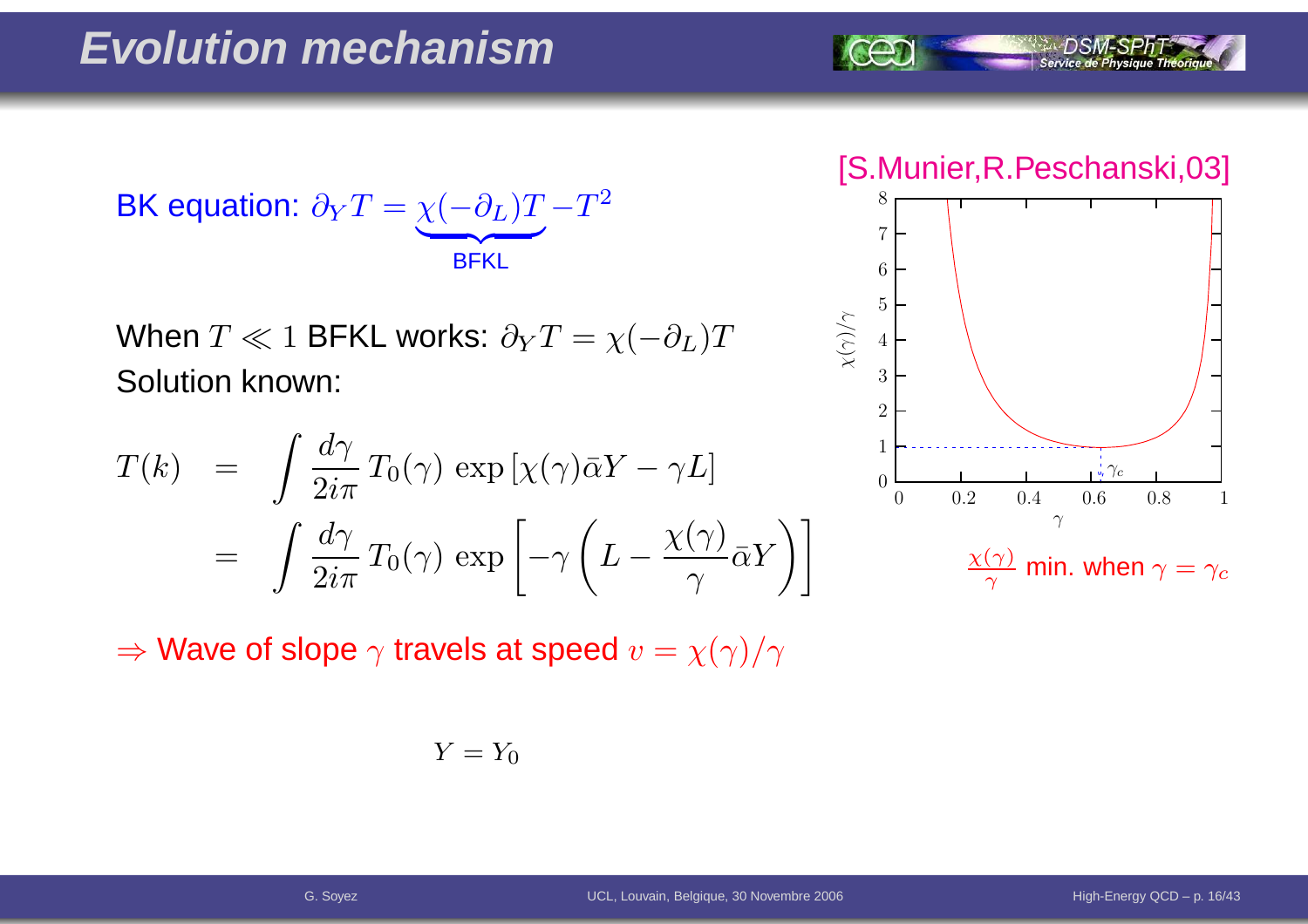# Evolution mechanism

BK equation: $\partial_Y T = \underbrace{\chi(-\partial_L) T}_{\text{BFKL}} - T^2$

When $T \ll 1$ BFKL works: $\partial_Y T = \chi(-\partial_L) T$

Solution known:

$$
\begin{aligned}
T(k) &= \int \frac{d\gamma}{2i\pi}\, T_0(\gamma)\, \exp\left[\chi(\gamma)\bar{\alpha}Y - \gamma L\right] \\
&= \int \frac{d\gamma}{2i\pi}\, T_0(\gamma)\, \exp\left[-\gamma\left(L - \frac{\chi(\gamma)}{\gamma}\bar{\alpha}Y\right)\right]
\end{aligned}
$$

$\Rightarrow$ Wave of slope $\gamma$ travels at speed $v = \chi(\gamma)/\gamma$

[S.Munier,R.Peschanski,03]

$\frac{\chi(\gamma)}{\gamma}$ min. when $\gamma = \gamma_c$

$Y = Y_0$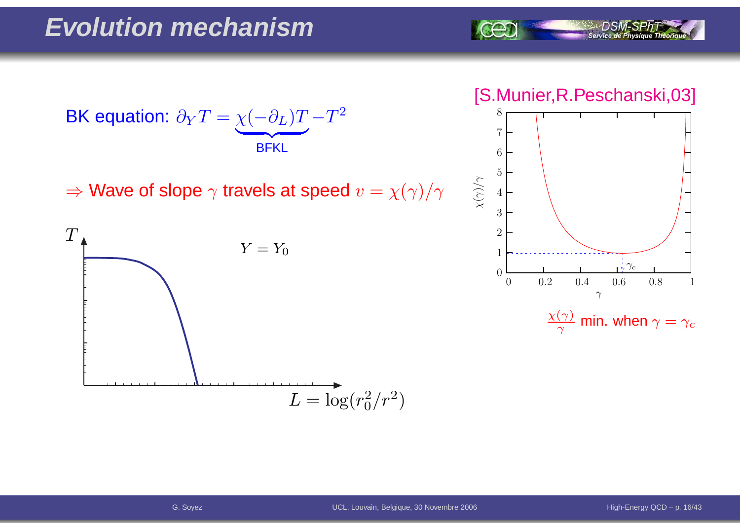# Evolution mechanism

BK equation: $\partial_Y T = \underbrace{\chi(-\partial_L)T}_{\text{BFKL}} - T^2$

$\Rightarrow$ Wave of slope $\gamma$ travels at speed $v = \chi(\gamma)/\gamma$

[S.Munier,R.Peschanski,03]

$\frac{\chi(\gamma)}{\gamma}$ min. when $\gamma = \gamma_c$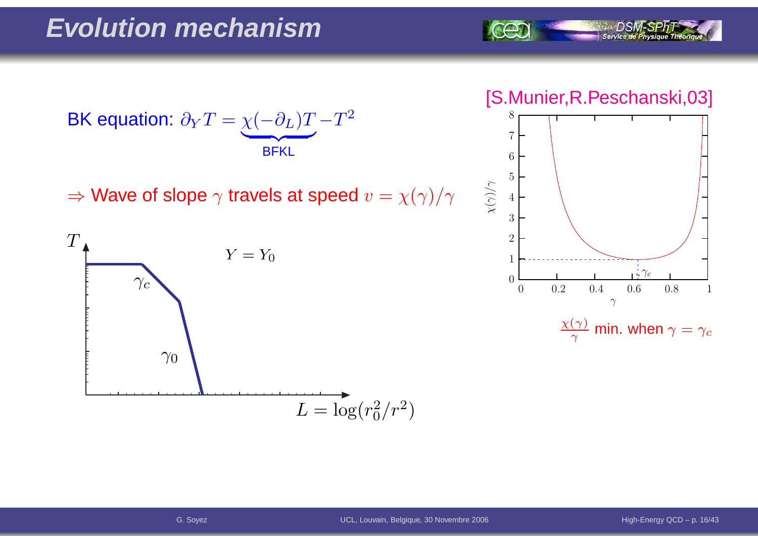# Evolution mechanism

BK equation: $\partial_Y T = \underbrace{\chi(-\partial_L)T}_{\text{BFKL}} - T^2$

$\Rightarrow$ Wave of slope $\gamma$ travels at speed $v = \chi(\gamma)/\gamma$

[S.Munier,R.Peschanski,03]

$\frac{\chi(\gamma)}{\gamma}$ min. when $\gamma = \gamma_c$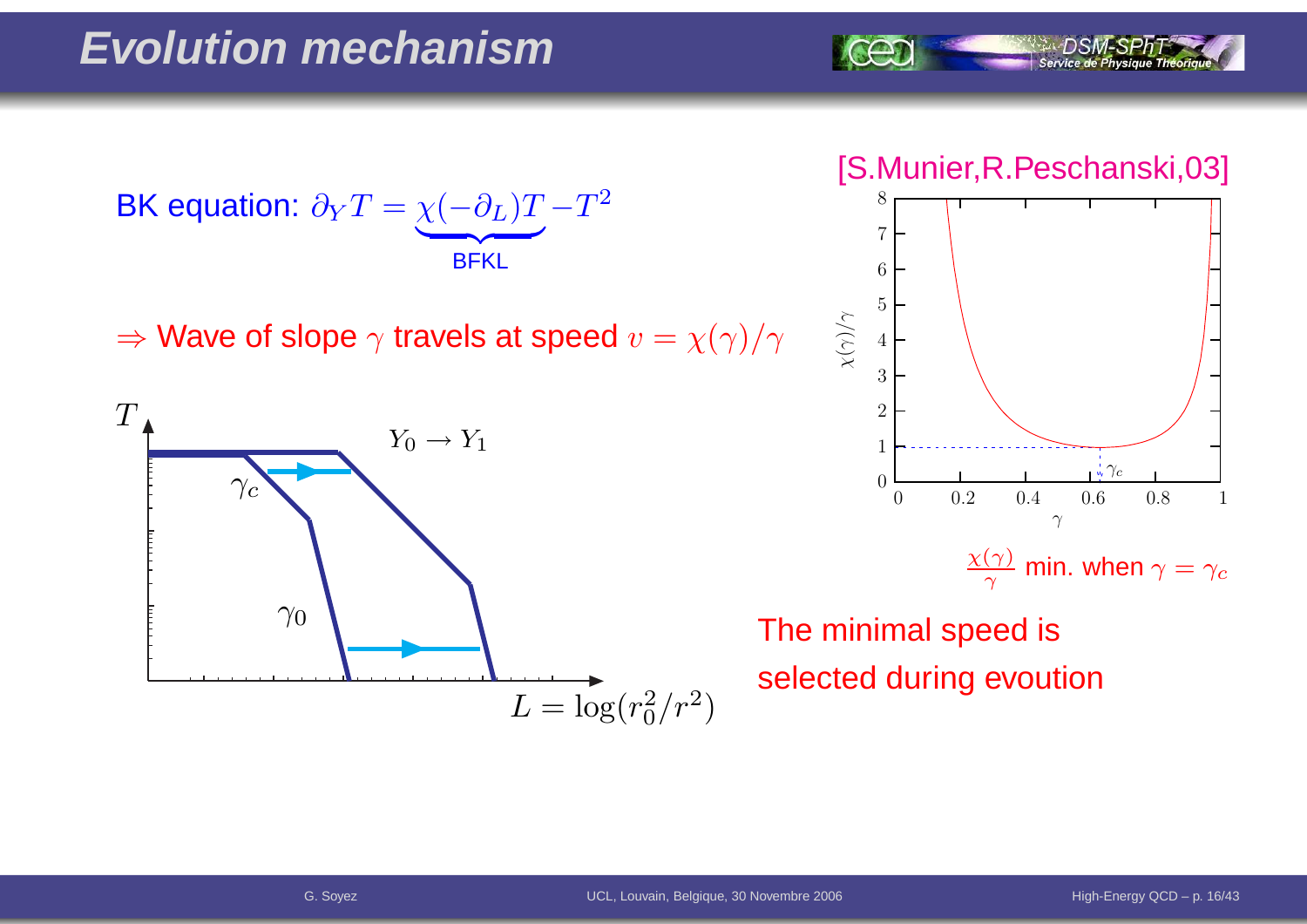# Evolution mechanism

BK equation: $\partial_Y T = \underbrace{\chi(-\partial_L) T}_{\text{BFKL}} - T^2$

$\Rightarrow$ Wave of slope $\gamma$ travels at speed $v = \chi(\gamma)/\gamma$

[S.Munier,R.Peschanski,03]

$\frac{\chi(\gamma)}{\gamma}$ min. when $\gamma = \gamma_c$

The minimal speed is selected during evoution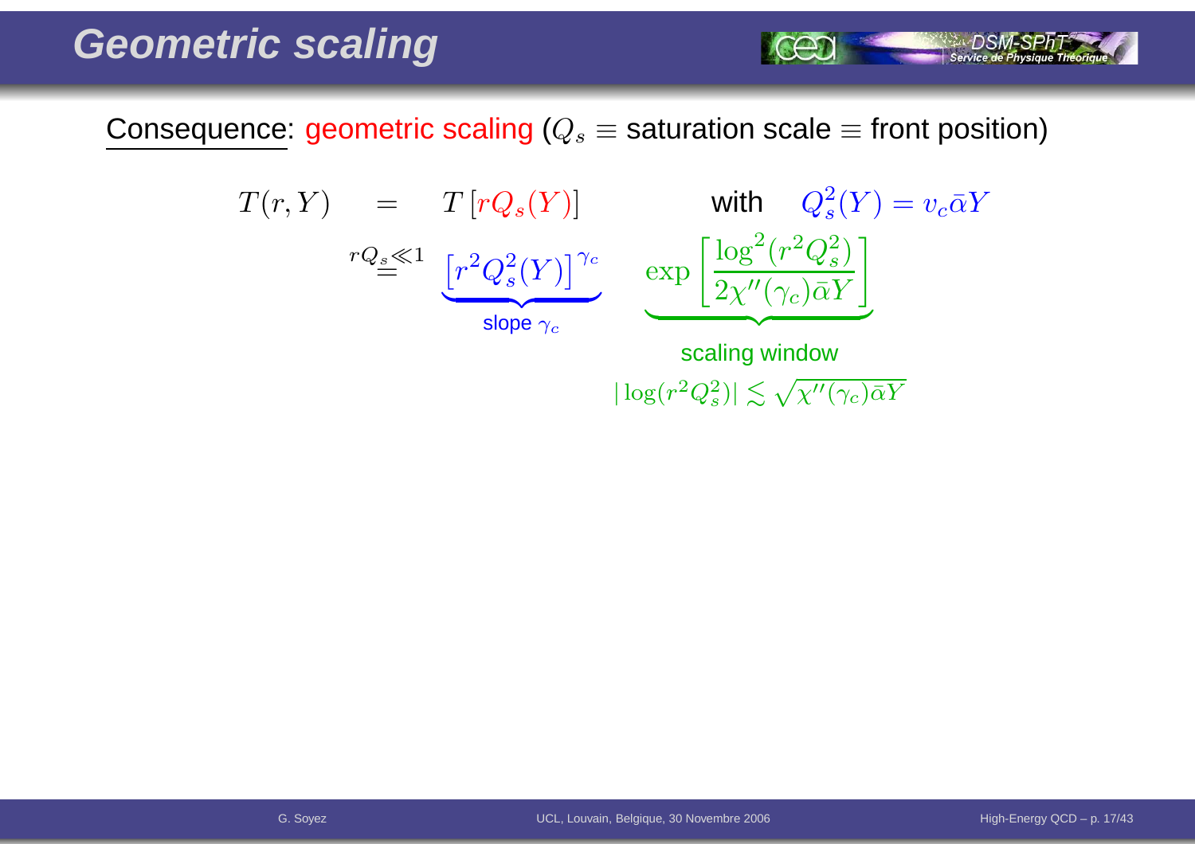# Geometric scaling

Consequence: geometric scaling ($Q_s \equiv$ saturation scale $\equiv$ front position)

$$
\begin{aligned}
T(r,Y) &= T\left[rQ_s(Y)\right] \qquad \text{with} \quad Q_s^2(Y) = v_c\bar{\alpha}Y \\
&\overset{rQ_s \ll 1}{=} \underbrace{\left[r^2Q_s^2(Y)\right]^{\gamma_c}}_{\text{slope } \gamma_c} \quad \underbrace{\exp\left[\frac{\log^2(r^2Q_s^2)}{2\chi''(\gamma_c)\bar{\alpha}Y}\right]}_{\text{scaling window}}
\end{aligned}
$$

scaling window: $|\log(r^2Q_s^2)| \lesssim \sqrt{\chi''(\gamma_c)\bar{\alpha}Y}$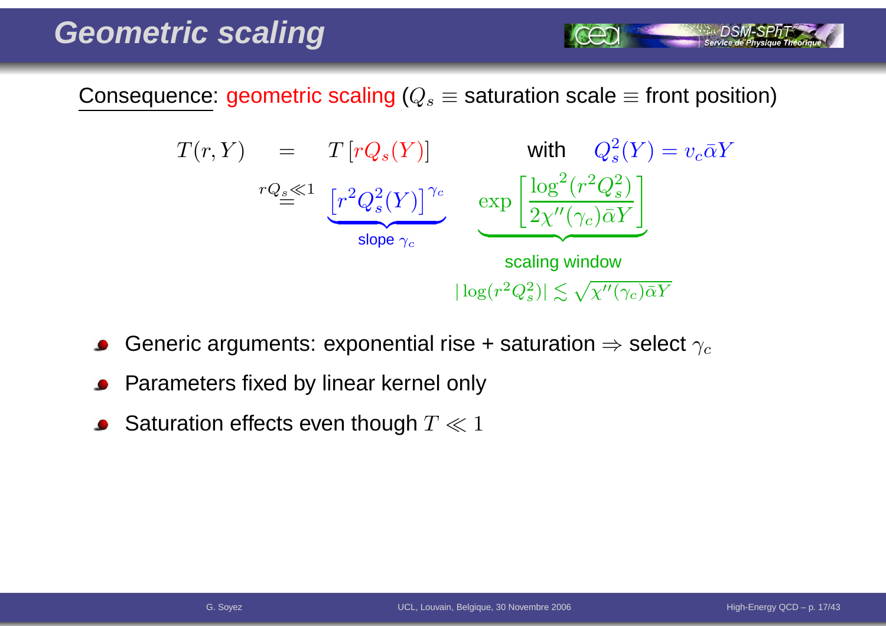# Geometric scaling

Consequence: geometric scaling ($Q_s \equiv$ saturation scale $\equiv$ front position)

$$T(r,Y) \quad = \quad T\left[rQ_s(Y)\right] \qquad \text{with} \quad Q_s^2(Y) = v_c\bar{\alpha}Y$$

$$\stackrel{rQ_s \ll 1}{=} \quad \underbrace{\left[r^2Q_s^2(Y)\right]^{\gamma_c}}_{\text{slope } \gamma_c} \quad \underbrace{\exp\left[\frac{\log^2(r^2Q_s^2)}{2\chi''(\gamma_c)\bar{\alpha}Y}\right]}_{\text{scaling window}}$$

scaling window $|\log(r^2Q_s^2)| \lesssim \sqrt{\chi''(\gamma_c)\bar{\alpha}Y}$

- Generic arguments: exponential rise + saturation $\Rightarrow$ select $\gamma_c$
- Parameters fixed by linear kernel only
- Saturation effects even though $T \ll 1$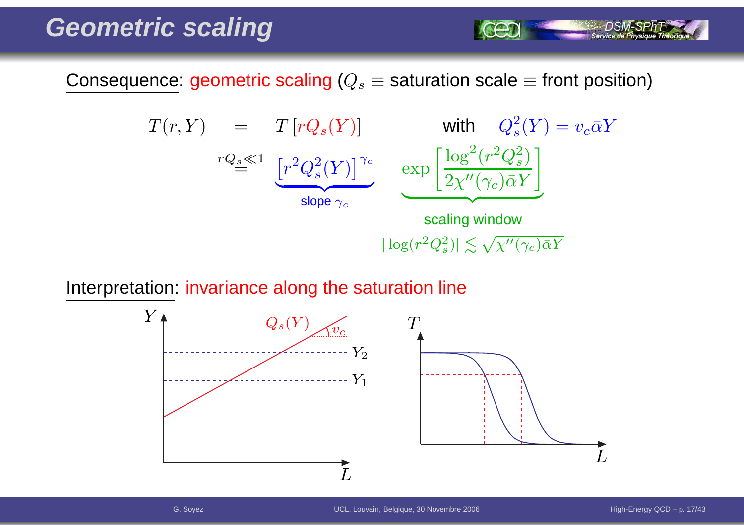# Geometric scaling

Consequence: geometric scaling ($Q_s \equiv$ saturation scale $\equiv$ front position)

$$T(r,Y) = T[rQ_s(Y)] \qquad \text{with} \quad Q_s^2(Y) = v_c \bar{\alpha} Y$$

$$\overset{rQ_s \ll 1}{=} \underbrace{\left[r^2 Q_s^2(Y)\right]^{\gamma_c}}_{\text{slope } \gamma_c} \quad \underbrace{\exp\left[\frac{\log^2(r^2 Q_s^2)}{2\chi''(\gamma_c)\bar{\alpha}Y}\right]}_{\text{scaling window}}$$

scaling window: $|\log(r^2 Q_s^2)| \lesssim \sqrt{\chi''(\gamma_c)\bar{\alpha}Y}$

Interpretation: invariance along the saturation line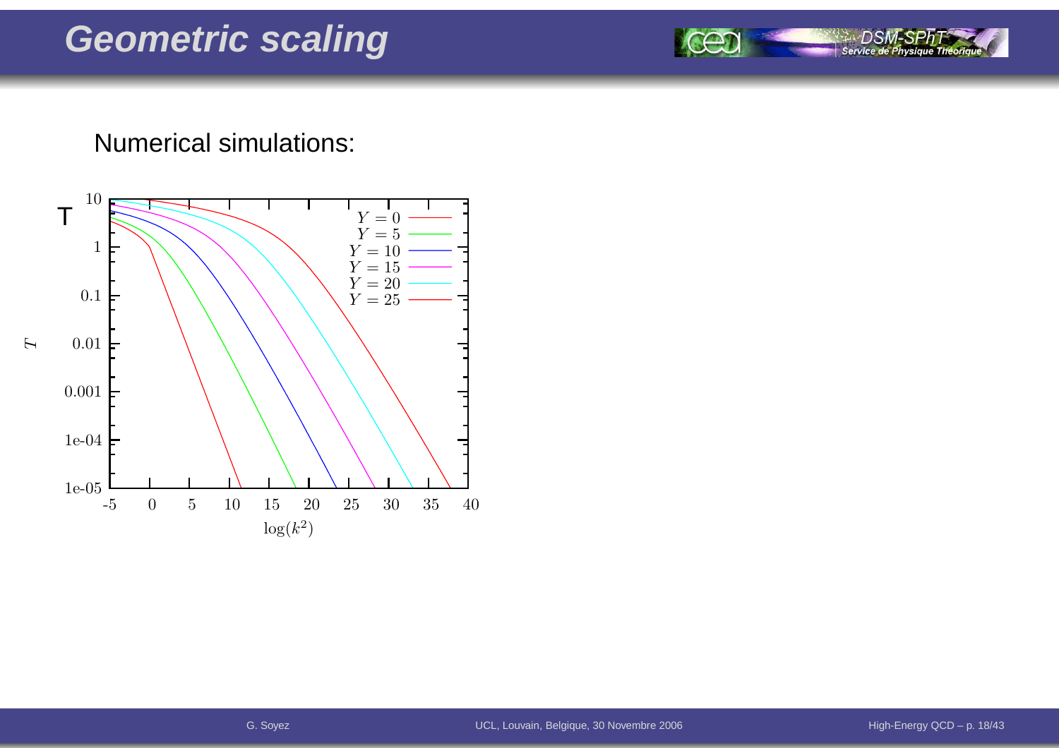# Geometric scaling

Numerical simulations: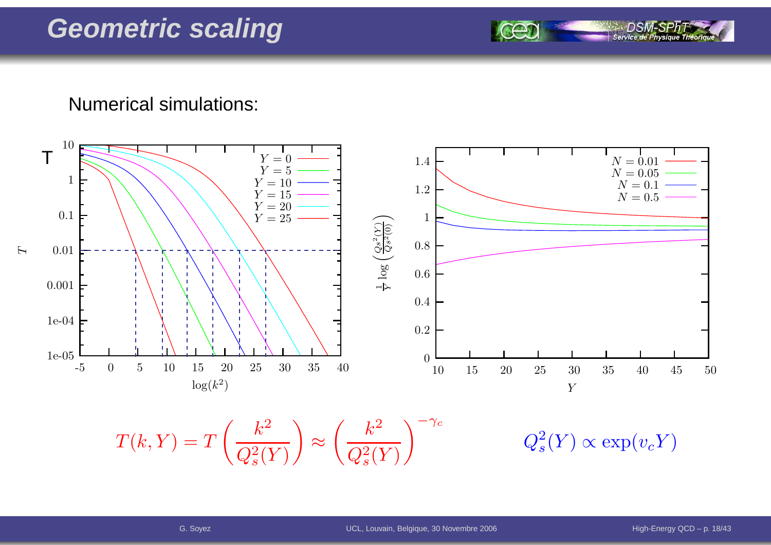# Geometric scaling

Numerical simulations:

$$T(k, Y) = T\left(\frac{k^2}{Q_s^2(Y)}\right) \approx \left(\frac{k^2}{Q_s^2(Y)}\right)^{-\gamma_c} \qquad Q_s^2(Y) \propto \exp(v_c Y)$$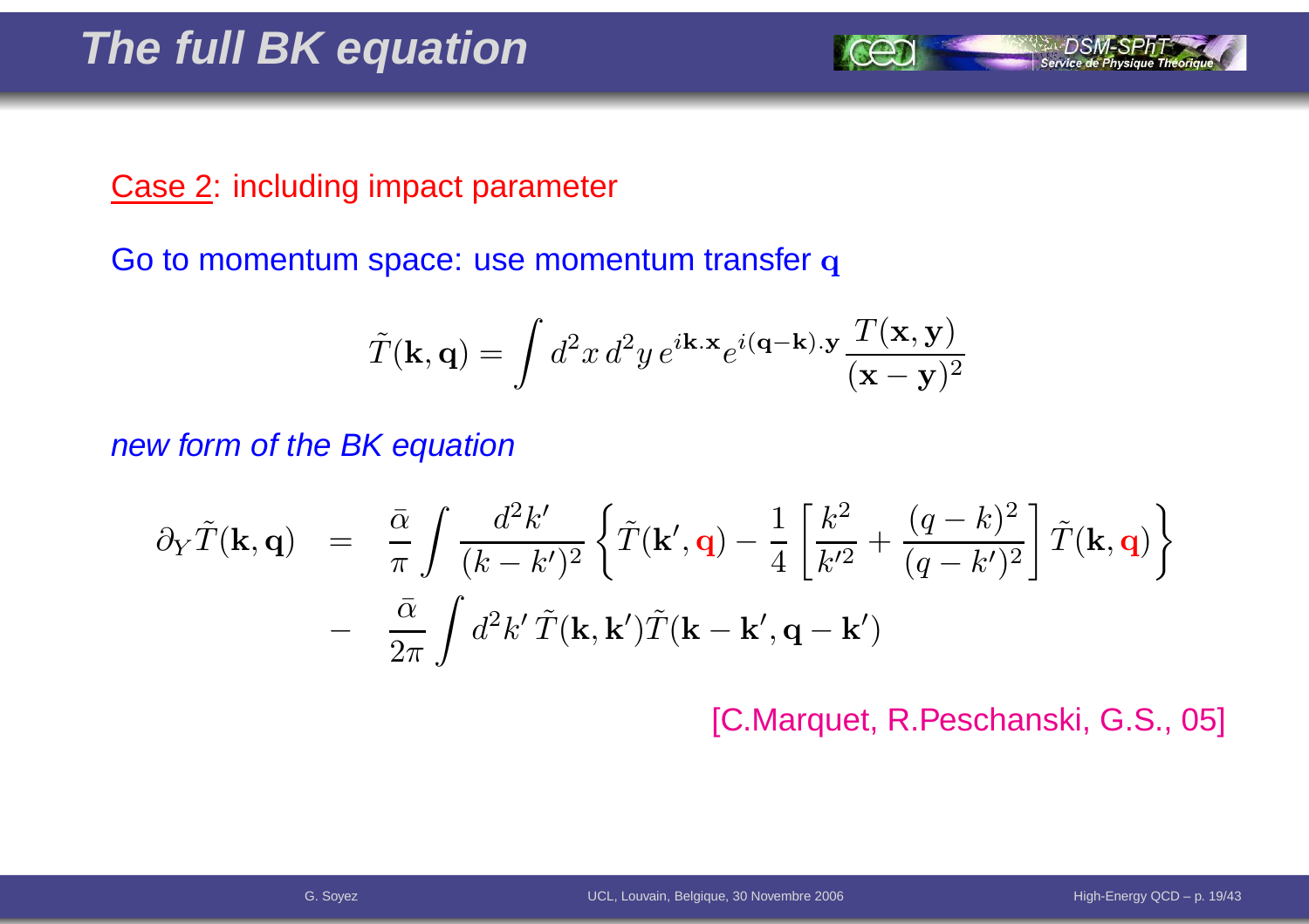# The full BK equation

Case 2: including impact parameter

Go to momentum space: use momentum transfer $\mathbf{q}$

$$\tilde{T}(\mathbf{k},\mathbf{q}) = \int d^2x\, d^2y\, e^{i\mathbf{k}.\mathbf{x}} e^{i(\mathbf{q}-\mathbf{k}).\mathbf{y}} \frac{T(\mathbf{x},\mathbf{y})}{(\mathbf{x}-\mathbf{y})^2}$$

*new form of the BK equation*

$$\begin{aligned}
\partial_Y \tilde{T}(\mathbf{k},\mathbf{q}) &= \frac{\bar{\alpha}}{\pi}\int \frac{d^2k'}{(k-k')^2}\left\{\tilde{T}(\mathbf{k}',\mathbf{q}) - \frac{1}{4}\left[\frac{k^2}{k'^2} + \frac{(q-k)^2}{(q-k')^2}\right]\tilde{T}(\mathbf{k},\mathbf{q})\right\} \\
&- \frac{\bar{\alpha}}{2\pi}\int d^2k'\, \tilde{T}(\mathbf{k},\mathbf{k}')\tilde{T}(\mathbf{k}-\mathbf{k}',\mathbf{q}-\mathbf{k}')
\end{aligned}$$

[C.Marquet, R.Peschanski, G.S., 05]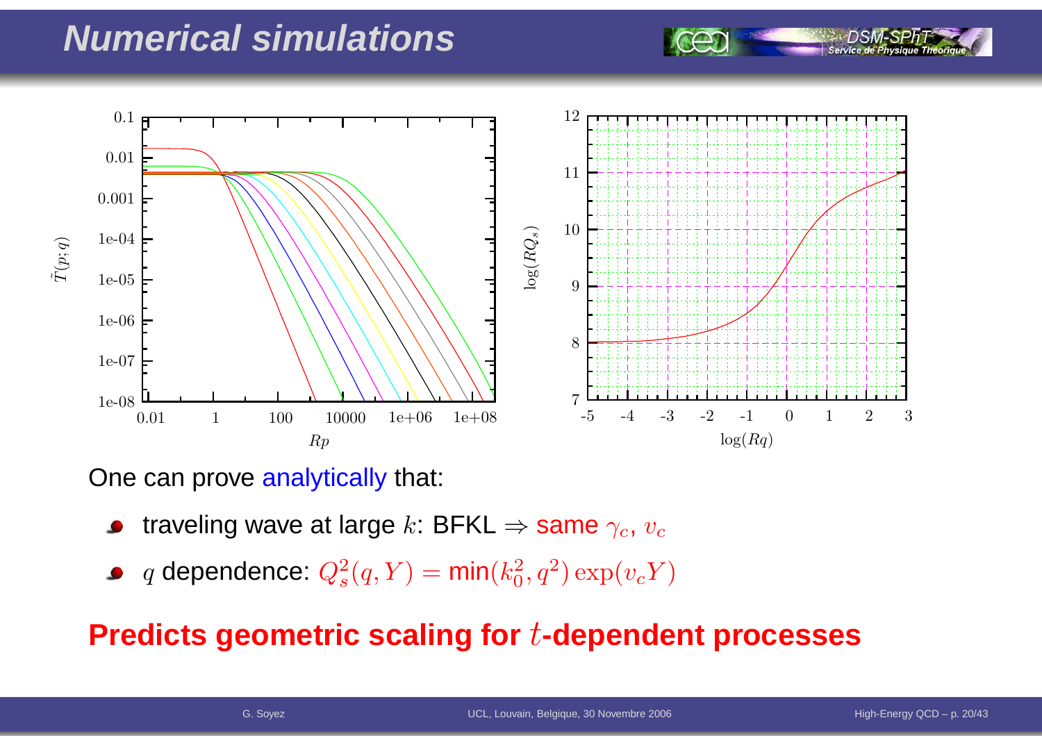# Numerical simulations

One can prove analytically that:

- traveling wave at large $k$: BFKL $\Rightarrow$ same $\gamma_c$, $v_c$
- $q$ dependence: $Q_s^2(q, Y) = \min(k_0^2, q^2)\exp(v_c Y)$

**Predicts geometric scaling for $t$-dependent processes**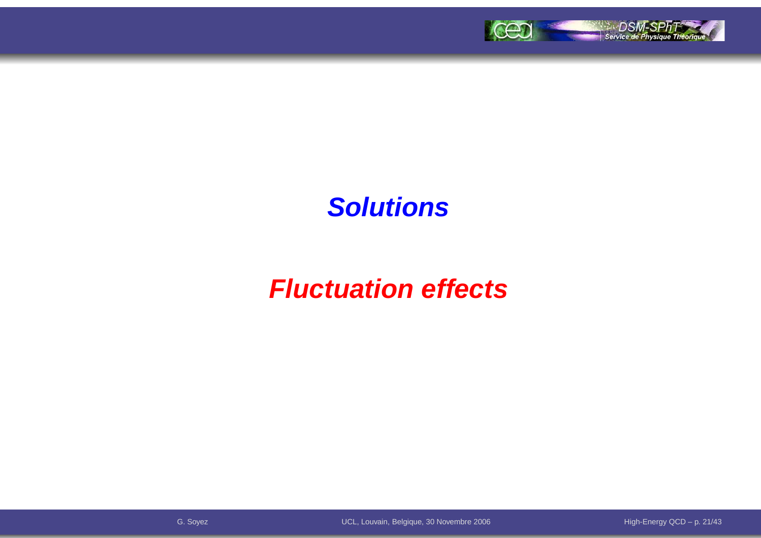# *Solutions*

# *Fluctuation effects*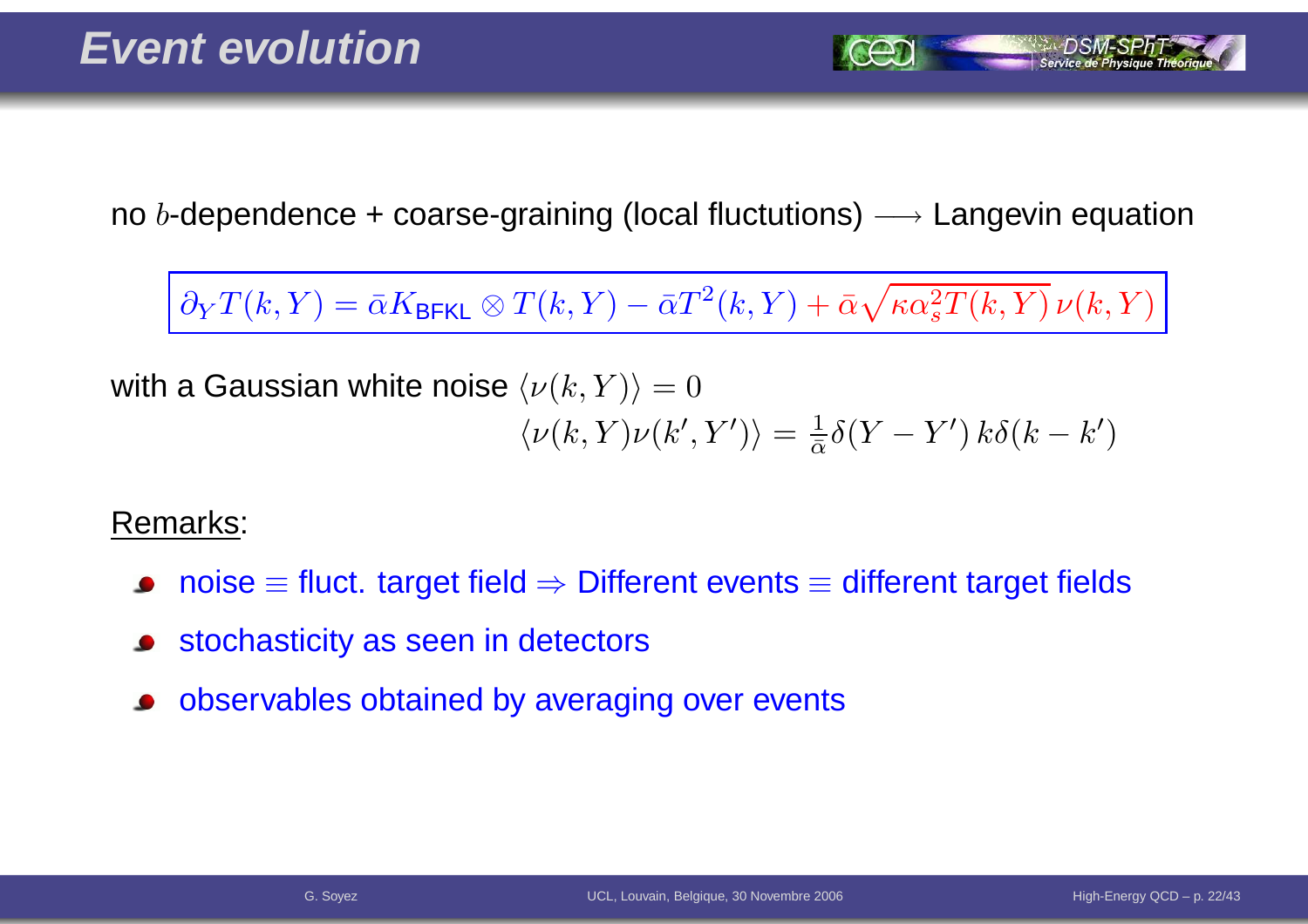# Event evolution

no $b$-dependence + coarse-graining (local fluctutions) $\longrightarrow$ Langevin equation

$$\partial_Y T(k,Y) = \bar{\alpha} K_{\text{BFKL}} \otimes T(k,Y) - \bar{\alpha} T^2(k,Y) + \bar{\alpha}\sqrt{\kappa \alpha_s^2 T(k,Y)}\,\nu(k,Y)$$

with a Gaussian white noise $\langle \nu(k,Y) \rangle = 0$

$$\langle \nu(k,Y)\nu(k',Y') \rangle = \frac{1}{\bar{\alpha}} \delta(Y - Y')\, k\delta(k - k')$$

Remarks:

- noise $\equiv$ fluct. target field $\Rightarrow$ Different events $\equiv$ different target fields
- stochasticity as seen in detectors
- observables obtained by averaging over events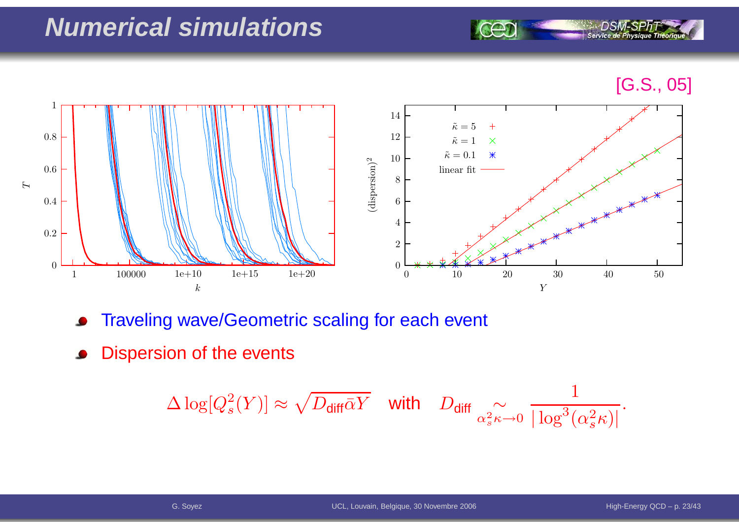# Numerical simulations

[G.S., 05]

- Traveling wave/Geometric scaling for each event
- Dispersion of the events

$$\Delta \log[Q_s^2(Y)] \approx \sqrt{D_{\text{diff}}\bar{\alpha}Y} \quad \text{with} \quad D_{\text{diff}} \underset{\alpha_s^2\kappa\to 0}{\sim} \frac{1}{|\log^3(\alpha_s^2\kappa)|}.$$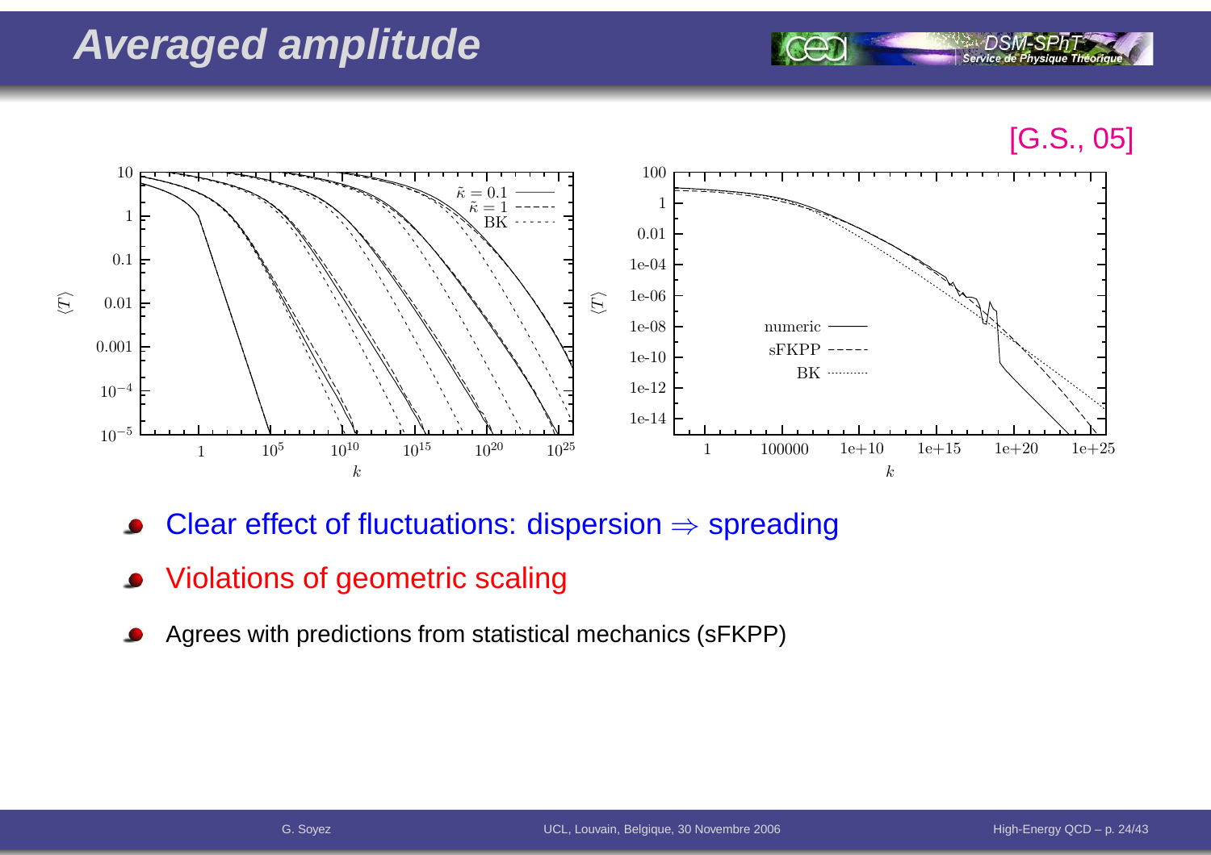# Averaged amplitude

[G.S., 05]

- Clear effect of fluctuations: dispersion $\Rightarrow$ spreading
- Violations of geometric scaling
- Agrees with predictions from statistical mechanics (sFKPP)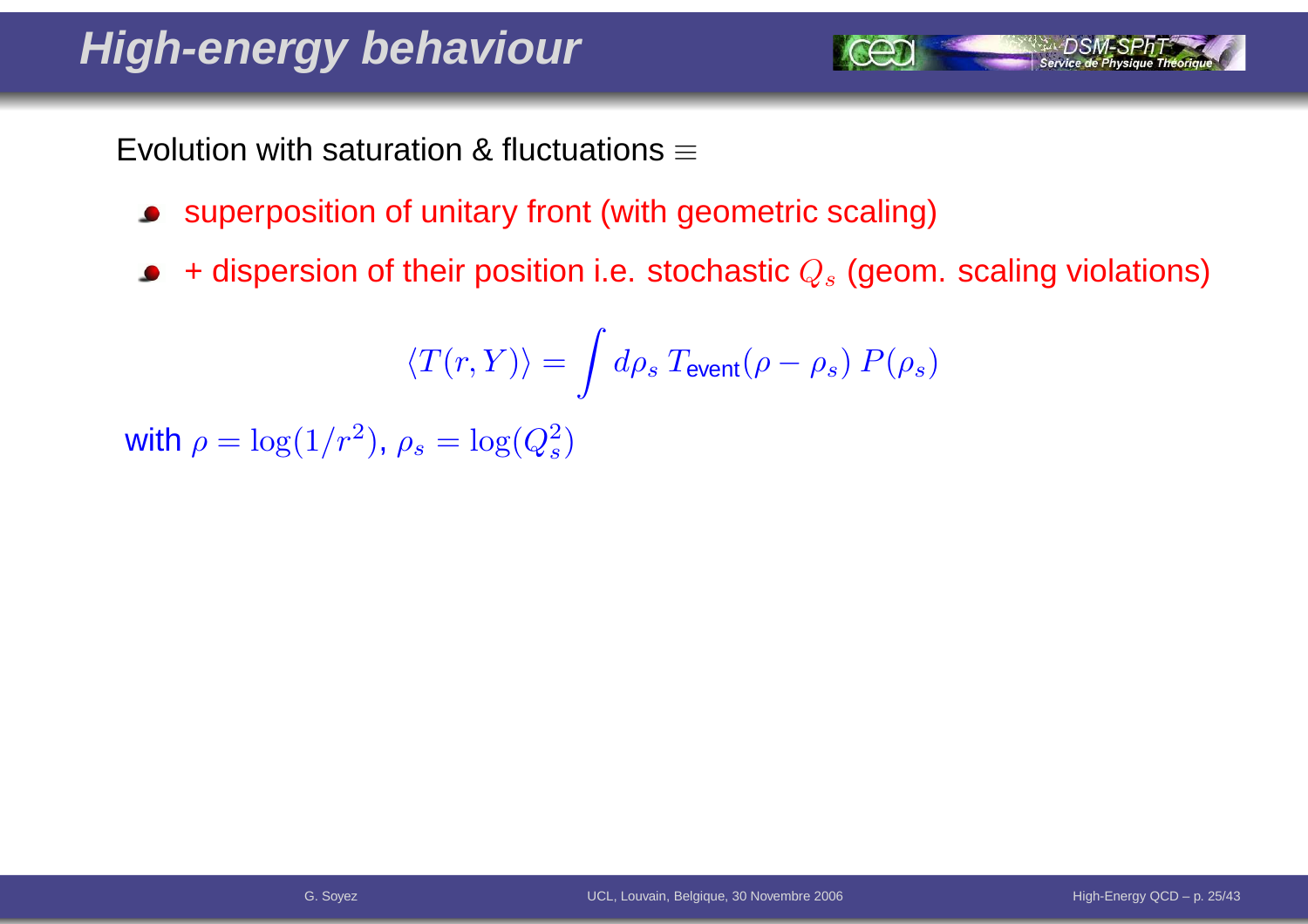# High-energy behaviour

Evolution with saturation & fluctuations $\equiv$

- superposition of unitary front (with geometric scaling)
- + dispersion of their position i.e. stochastic $Q_s$ (geom. scaling violations)

$$\langle T(r,Y)\rangle = \int d\rho_s\, T_{\text{event}}(\rho-\rho_s)\, P(\rho_s)$$

with $\rho = \log(1/r^2)$, $\rho_s = \log(Q_s^2)$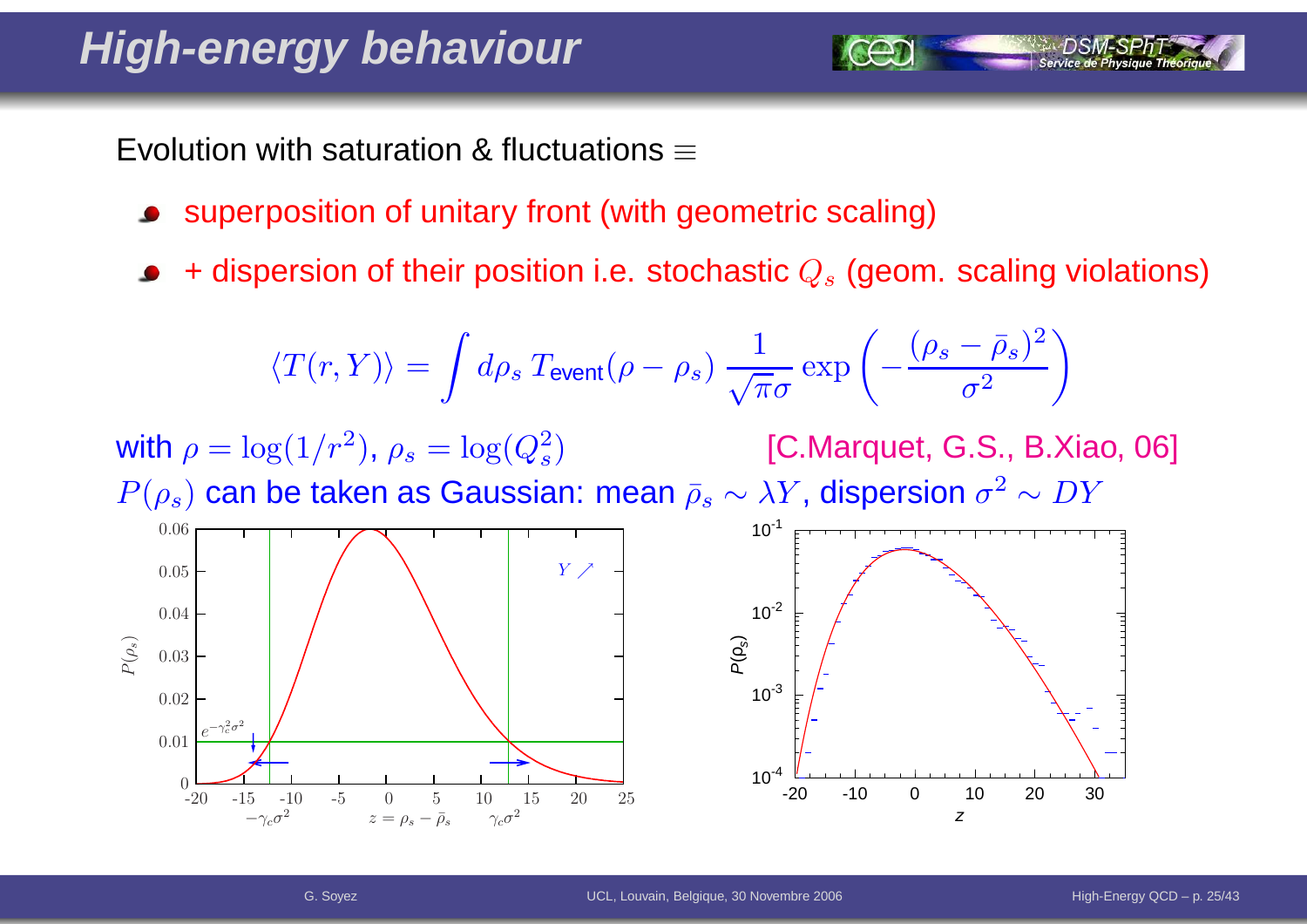# High-energy behaviour

Evolution with saturation & fluctuations $\equiv$

- superposition of unitary front (with geometric scaling)
- + dispersion of their position i.e. stochastic $Q_s$ (geom. scaling violations)

$$\langle T(r,Y)\rangle = \int d\rho_s\, T_{\text{event}}(\rho-\rho_s)\,\frac{1}{\sqrt{\pi}\sigma}\exp\left(-\frac{(\rho_s-\bar{\rho}_s)^2}{\sigma^2}\right)$$

with $\rho = \log(1/r^2)$, $\rho_s = \log(Q_s^2)$ [C.Marquet, G.S., B.Xiao, 06]

$P(\rho_s)$ can be taken as Gaussian: mean $\bar{\rho}_s \sim \lambda Y$, dispersion $\sigma^2 \sim DY$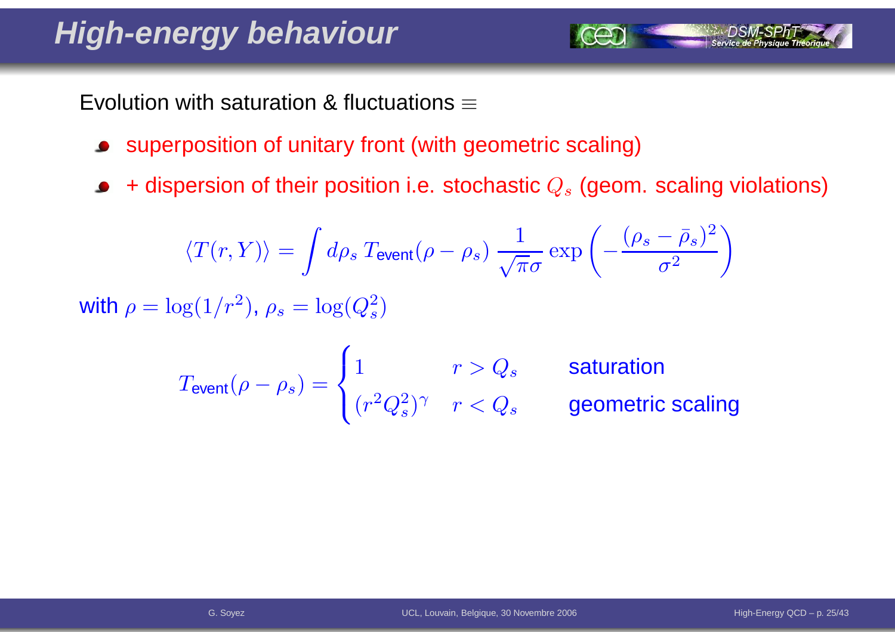# High-energy behaviour

Evolution with saturation & fluctuations $\equiv$

- superposition of unitary front (with geometric scaling)
- + dispersion of their position i.e. stochastic $Q_s$ (geom. scaling violations)

$$\langle T(r,Y)\rangle = \int d\rho_s \, T_{\text{event}}(\rho - \rho_s) \, \frac{1}{\sqrt{\pi}\sigma} \exp\left(-\frac{(\rho_s - \bar{\rho}_s)^2}{\sigma^2}\right)$$

with $\rho = \log(1/r^2)$, $\rho_s = \log(Q_s^2)$

$$T_{\text{event}}(\rho - \rho_s) = \begin{cases} 1 & r > Q_s \qquad \text{saturation} \\ (r^2 Q_s^2)^\gamma & r < Q_s \qquad \text{geometric scaling} \end{cases}$$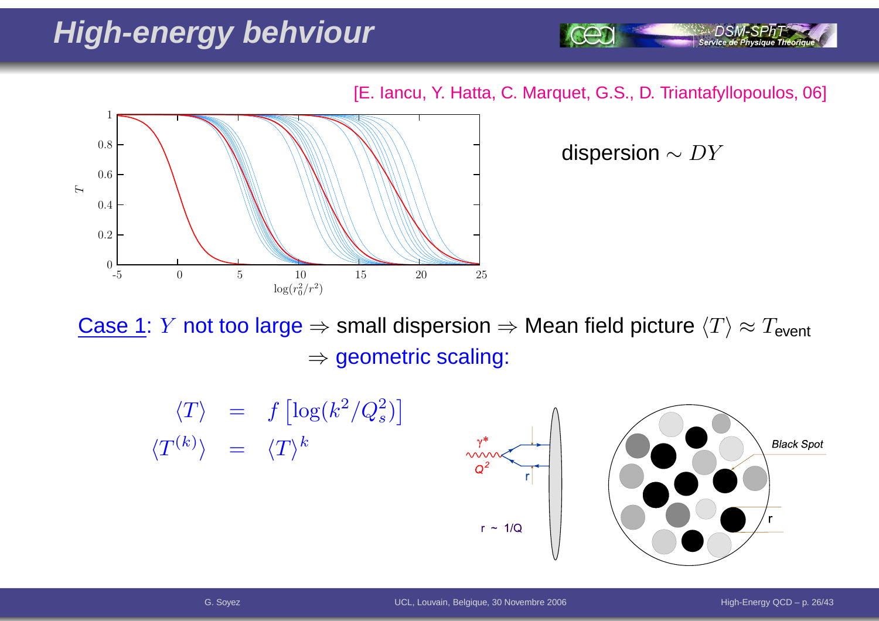# High-energy behviour

[E. Iancu, Y. Hatta, C. Marquet, G.S., D. Triantafyllopoulos, 06]

dispersion $\sim DY$

Case 1: $Y$ not too large $\Rightarrow$ small dispersion $\Rightarrow$ Mean field picture $\langle T \rangle \approx T_{\text{event}}$
$\Rightarrow$ geometric scaling:

$$
\begin{aligned}
\langle T \rangle &= f\left[\log(k^2/Q_s^2)\right] \\
\langle T^{(k)} \rangle &= \langle T \rangle^k
\end{aligned}
$$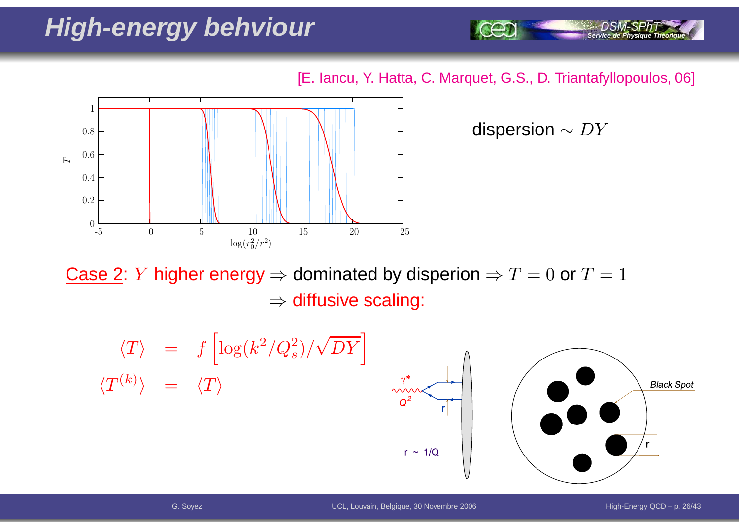# High-energy behviour

[E. Iancu, Y. Hatta, C. Marquet, G.S., D. Triantafyllopoulos, 06]

dispersion $\sim DY$

Case 2: $Y$ higher energy $\Rightarrow$ dominated by disperion $\Rightarrow T = 0$ or $T = 1$

$\Rightarrow$ diffusive scaling:

$$\langle T \rangle = f\left[\log(k^2/Q_s^2)/\sqrt{DY}\right]$$

$$\langle T^{(k)} \rangle = \langle T \rangle$$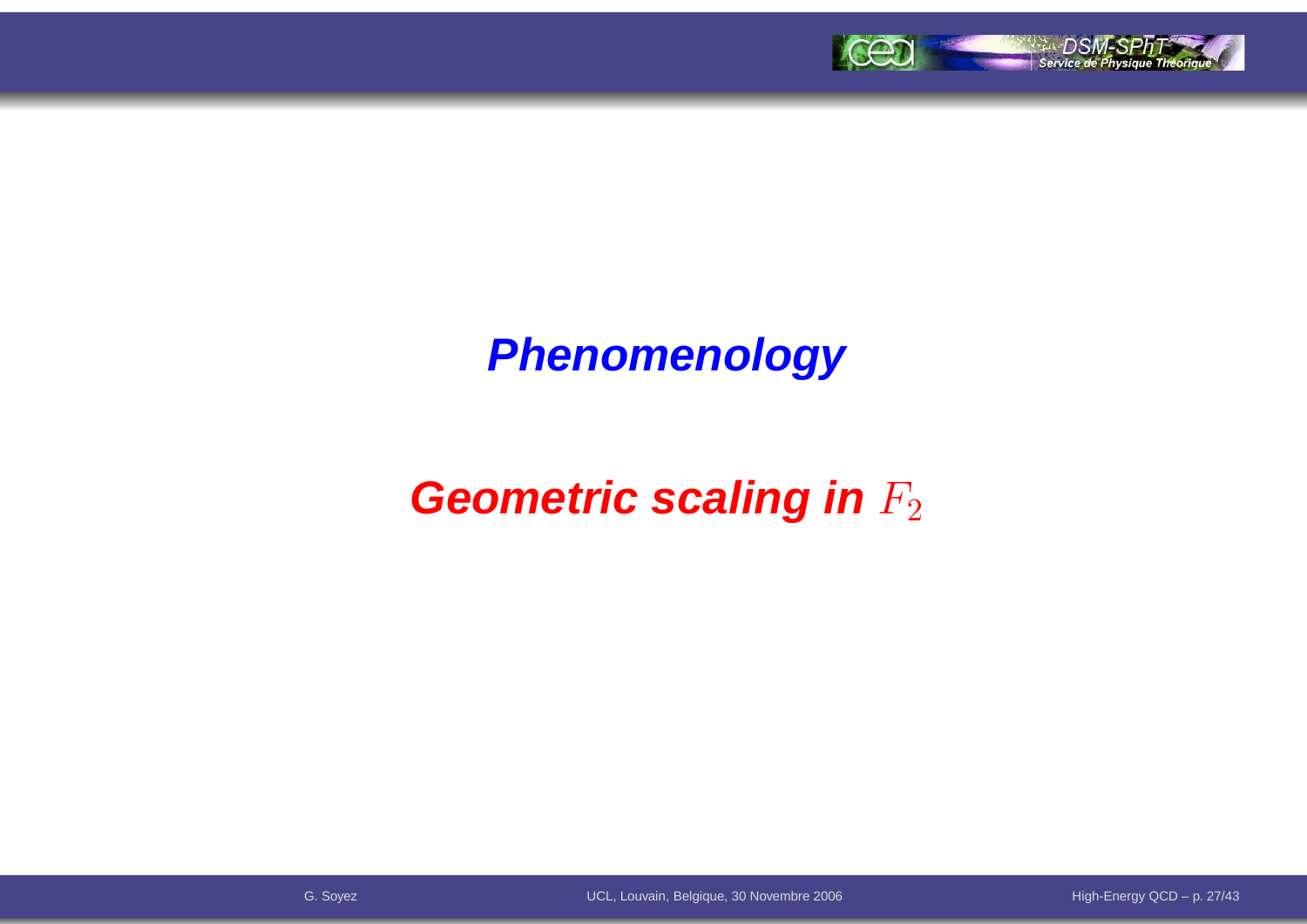# Phenomenology

## Geometric scaling in $F_2$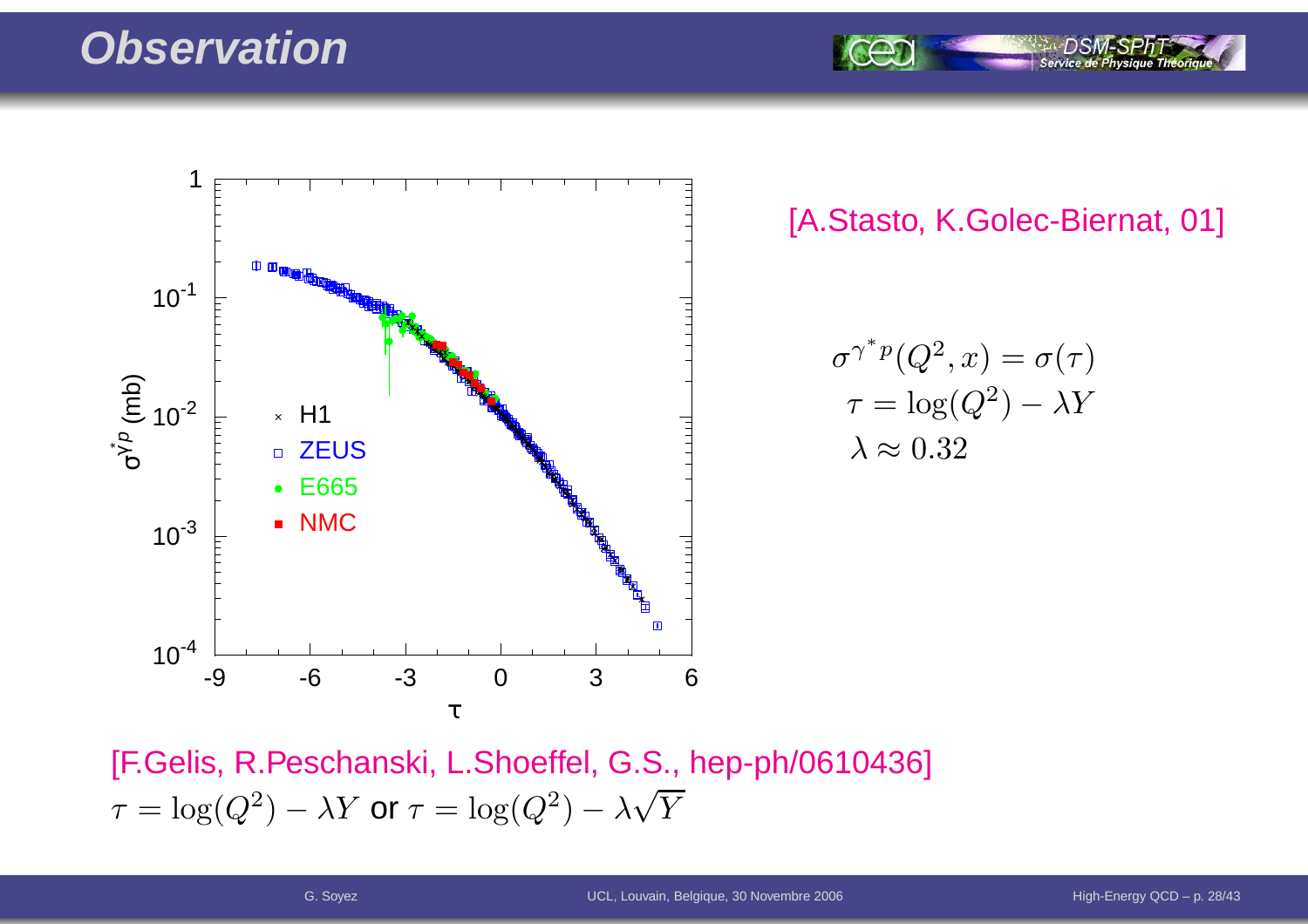# Observation

[A.Stasto, K.Golec-Biernat, 01]

$$\sigma^{\gamma^* p}(Q^2, x) = \sigma(\tau)$$
$$\tau = \log(Q^2) - \lambda Y$$
$$\lambda \approx 0.32$$

[F.Gelis, R.Peschanski, L.Shoeffel, G.S., hep-ph/0610436]

$\tau = \log(Q^2) - \lambda Y$ or $\tau = \log(Q^2) - \lambda\sqrt{Y}$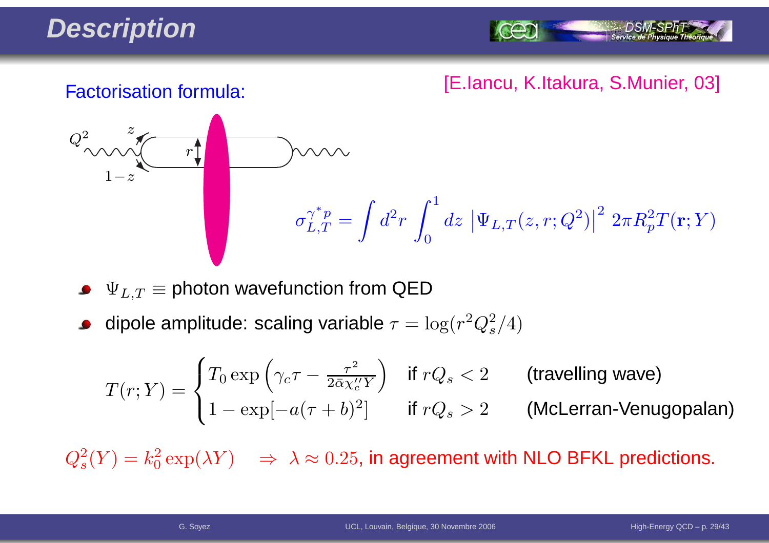# Description

Factorisation formula:

[E.Iancu, K.Itakura, S.Munier, 03]

$$\sigma_{L,T}^{\gamma^* p} = \int d^2r \int_0^1 dz \left|\Psi_{L,T}(z,r;Q^2)\right|^2 2\pi R_p^2 T(\mathbf{r};Y)$$

- $\Psi_{L,T} \equiv$ photon wavefunction from QED
- dipole amplitude: scaling variable $\tau = \log(r^2 Q_s^2/4)$

$$T(r;Y) = \begin{cases} T_0 \exp\left(\gamma_c \tau - \frac{\tau^2}{2\bar{\alpha}\chi_c'' Y}\right) & \text{if } rQ_s < 2 \quad \text{(travelling wave)} \\ 1 - \exp[-a(\tau+b)^2] & \text{if } rQ_s > 2 \quad \text{(McLerran-Venugopalan)} \end{cases}$$

$Q_s^2(Y) = k_0^2 \exp(\lambda Y) \quad \Rightarrow \lambda \approx 0.25$, in agreement with NLO BFKL predictions.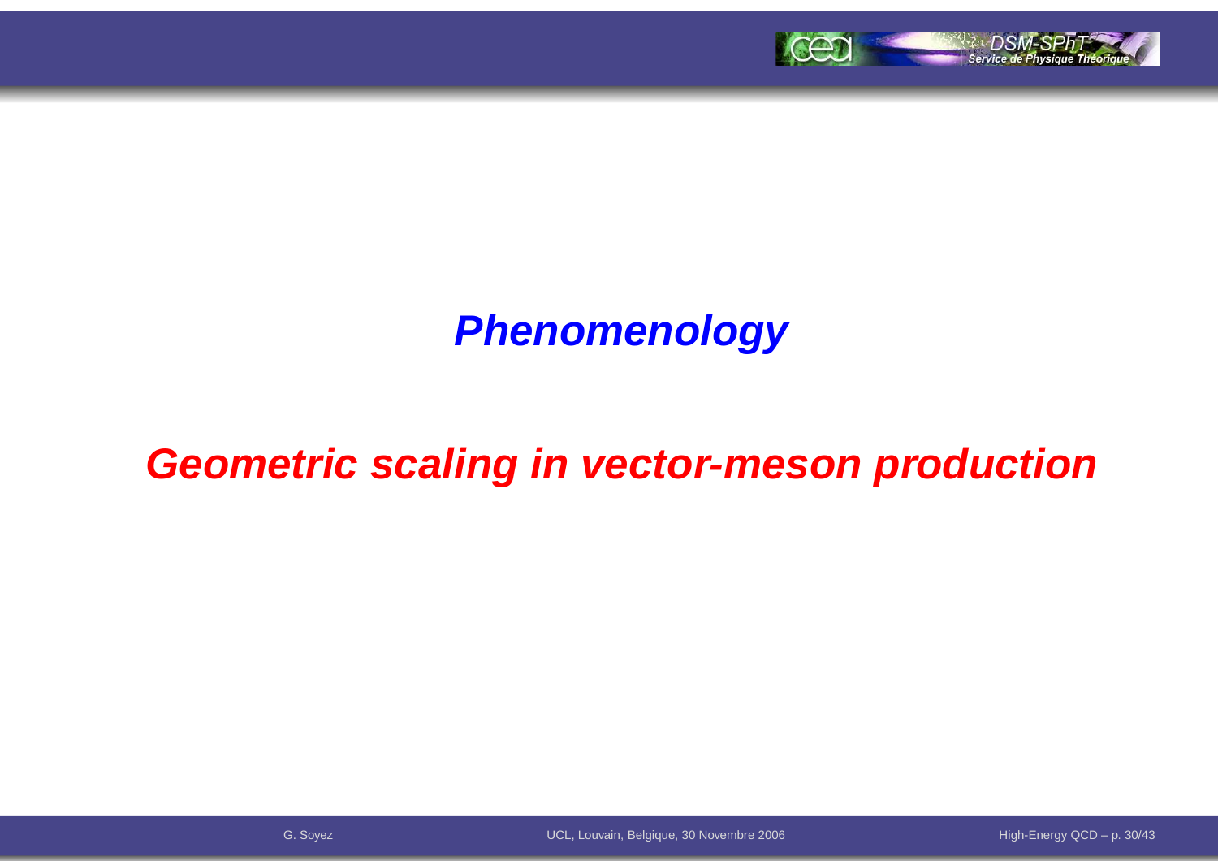# Phenomenology

## Geometric scaling in vector-meson production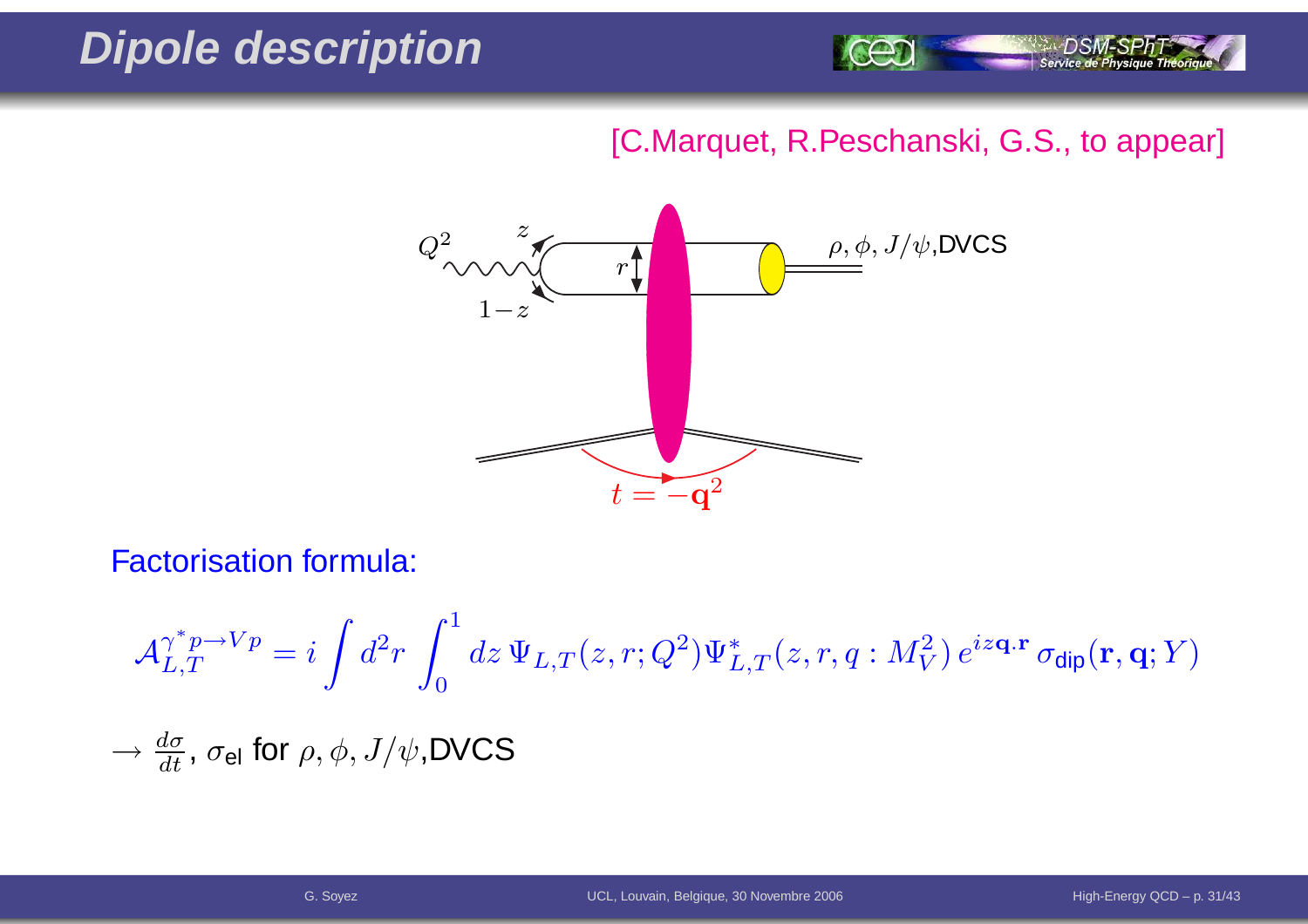# Dipole description

[C.Marquet, R.Peschanski, G.S., to appear]

Factorisation formula:

$$\mathcal{A}_{L,T}^{\gamma^* p \to V p} = i \int d^2 r \int_0^1 dz \, \Psi_{L,T}(z, r; Q^2) \Psi^*_{L,T}(z, r, q : M_V^2) \, e^{iz\mathbf{q}\cdot\mathbf{r}} \, \sigma_{\text{dip}}(\mathbf{r}, \mathbf{q}; Y)$$

$\rightarrow \frac{d\sigma}{dt}$, $\sigma_{\text{el}}$ for $\rho, \phi, J/\psi$,DVCS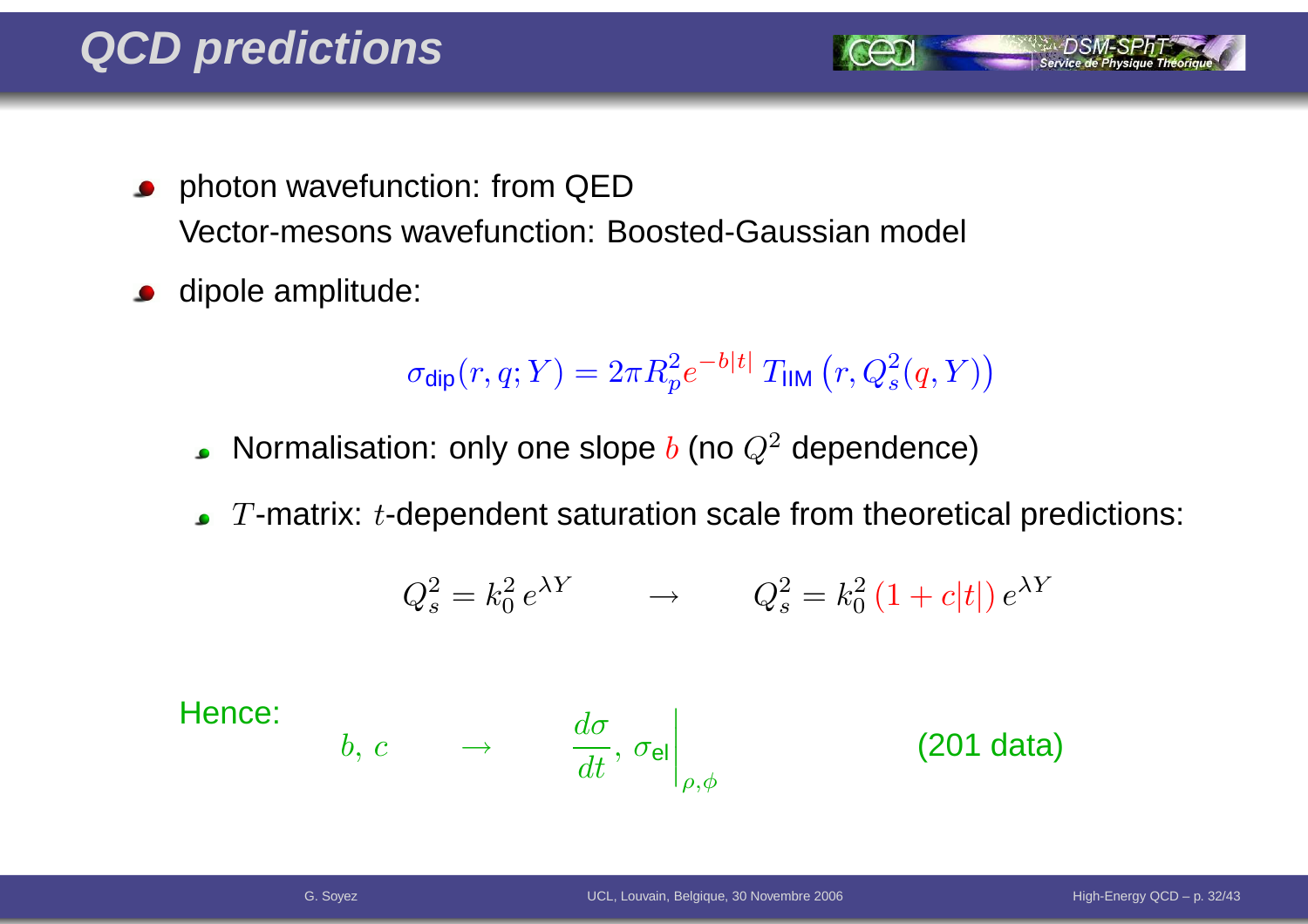# QCD predictions

- photon wavefunction: from QED
  Vector-mesons wavefunction: Boosted-Gaussian model
- dipole amplitude:

$$\sigma_{\text{dip}}(r, q; Y) = 2\pi R_p^2 e^{-b|t|}\, T_{\text{IIM}}\left(r, Q_s^2(q, Y)\right)$$

  - Normalisation: only one slope $b$ (no $Q^2$ dependence)
  - $T$-matrix: $t$-dependent saturation scale from theoretical predictions:

$$Q_s^2 = k_0^2\, e^{\lambda Y} \qquad \rightarrow \qquad Q_s^2 = k_0^2\,(1 + c|t|)\, e^{\lambda Y}$$

Hence:

$$b,\ c \qquad \rightarrow \qquad \left.\frac{d\sigma}{dt},\ \sigma_{\text{el}}\right|_{\rho,\phi} \qquad \text{(201 data)}$$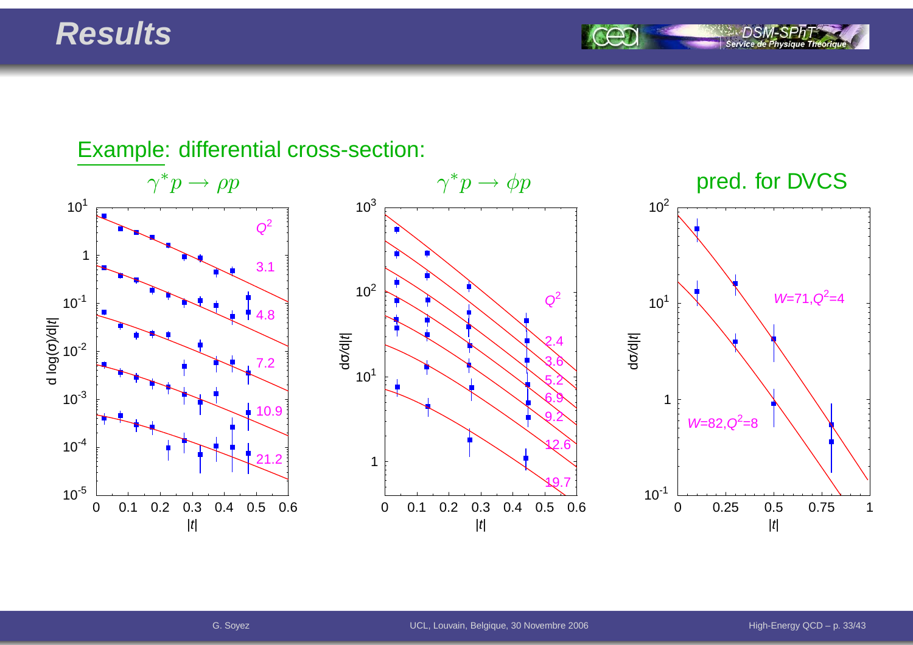# Results

Example: differential cross-section:

$\gamma^* p \to \rho p$

$\gamma^* p \to \phi p$

pred. for DVCS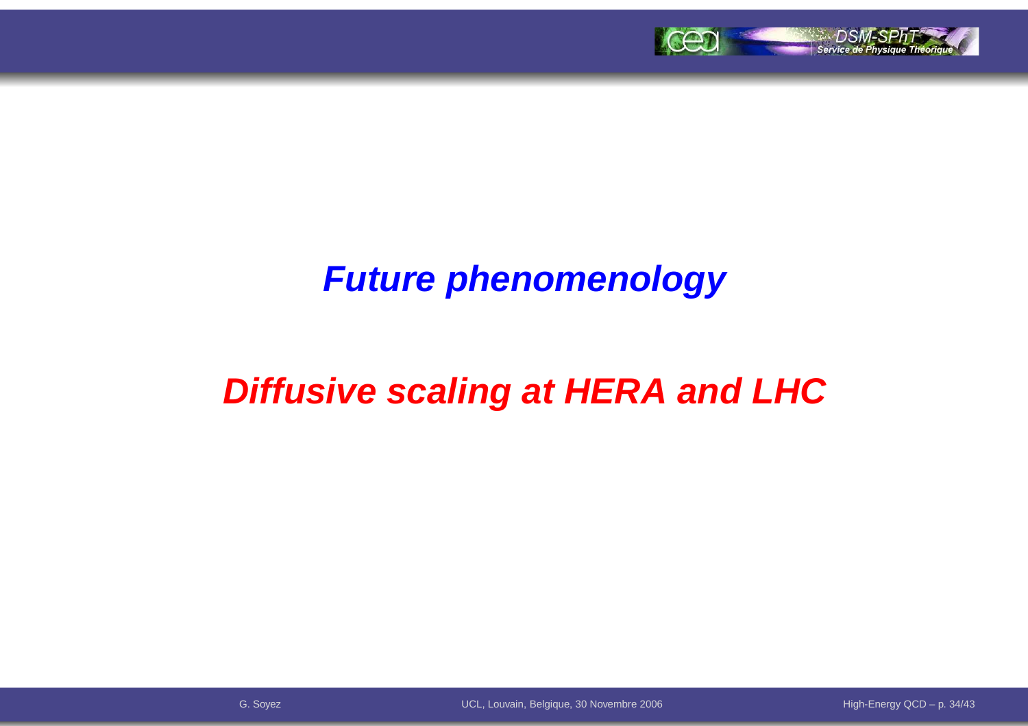# Future phenomenology

## Diffusive scaling at HERA and LHC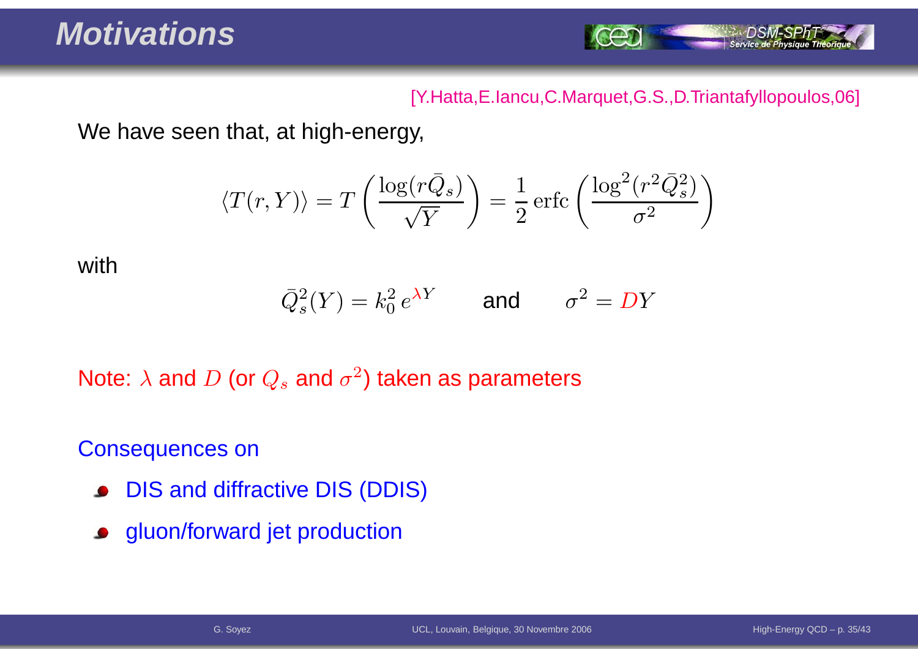# Motivations

[Y.Hatta,E.Iancu,C.Marquet,G.S.,D.Triantafyllopoulos,06]

We have seen that, at high-energy,

$$\langle T(r,Y)\rangle = T\left(\frac{\log(r\bar{Q}_s)}{\sqrt{Y}}\right) = \frac{1}{2}\,\mathrm{erfc}\left(\frac{\log^2(r^2\bar{Q}_s^2)}{\sigma^2}\right)$$

with

$$\bar{Q}_s^2(Y) = k_0^2\, e^{\lambda Y} \qquad \text{and} \qquad \sigma^2 = DY$$

Note: $\lambda$ and $D$ (or $Q_s$ and $\sigma^2$) taken as parameters

Consequences on

- DIS and diffractive DIS (DDIS)
- gluon/forward jet production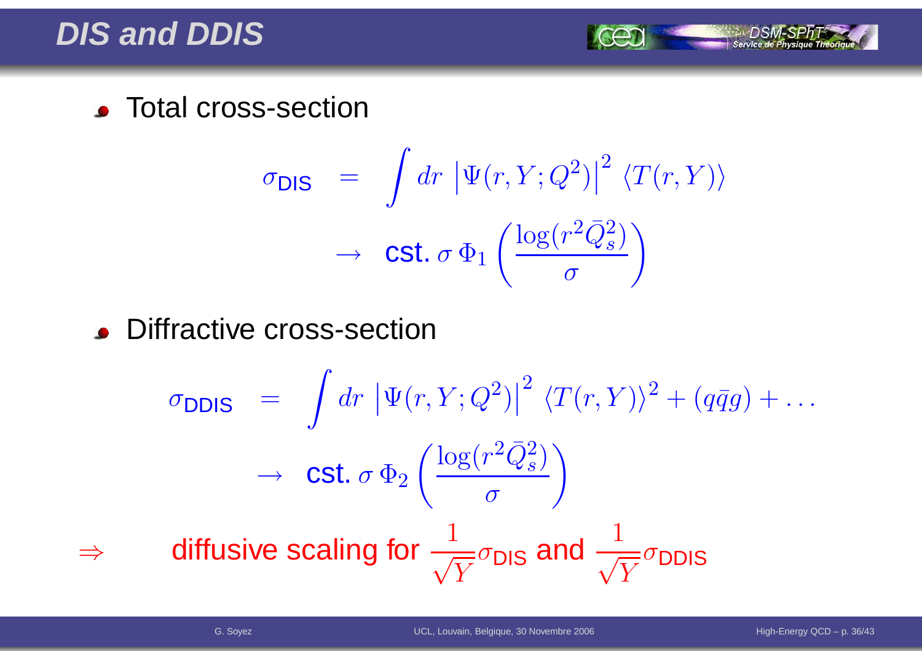# DIS and DDIS

- Total cross-section

$$
\begin{aligned}
\sigma_{\text{DIS}} &= \int dr \, \left|\Psi(r,Y;Q^2)\right|^2 \, \langle T(r,Y)\rangle \\
&\to \text{ cst. } \sigma \, \Phi_1\left(\frac{\log(r^2\bar{Q}_s^2)}{\sigma}\right)
\end{aligned}
$$

- Diffractive cross-section

$$
\begin{aligned}
\sigma_{\text{DDIS}} &= \int dr \, \left|\Psi(r,Y;Q^2)\right|^2 \, \langle T(r,Y)\rangle^2 + (q\bar{q}g) + \dots \\
&\to \text{ cst. } \sigma \, \Phi_2\left(\frac{\log(r^2\bar{Q}_s^2)}{\sigma}\right)
\end{aligned}
$$

$\Rightarrow$ diffusive scaling for $\frac{1}{\sqrt{Y}}\sigma_{\text{DIS}}$ and $\frac{1}{\sqrt{Y}}\sigma_{\text{DDIS}}$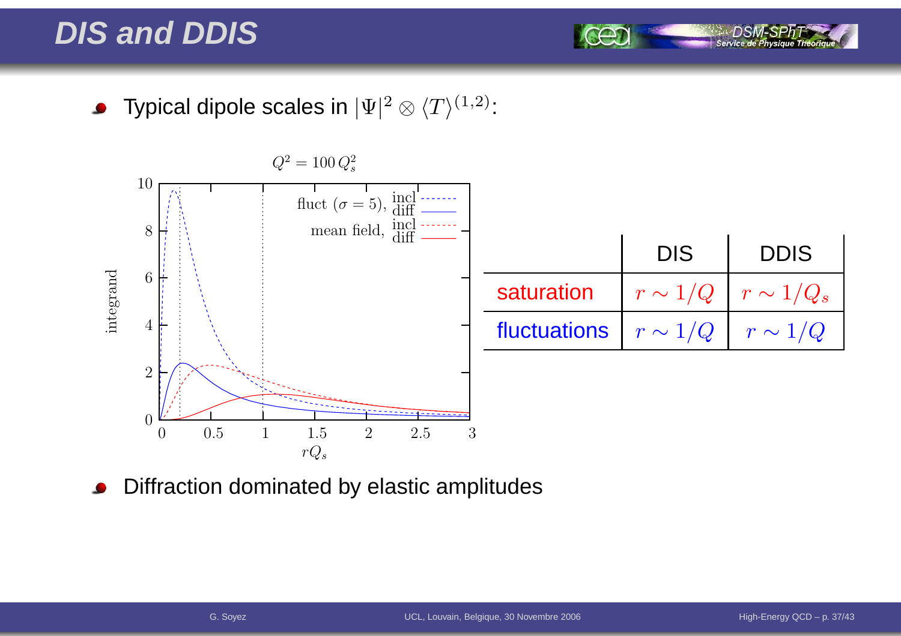# DIS and DDIS

- Typical dipole scales in $|\Psi|^2 \otimes \langle T \rangle^{(1,2)}$:

| | DIS | DDIS |
|---|---|---|
| saturation | $r \sim 1/Q$ | $r \sim 1/Q_s$ |
| fluctuations | $r \sim 1/Q$ | $r \sim 1/Q$ |

- Diffraction dominated by elastic amplitudes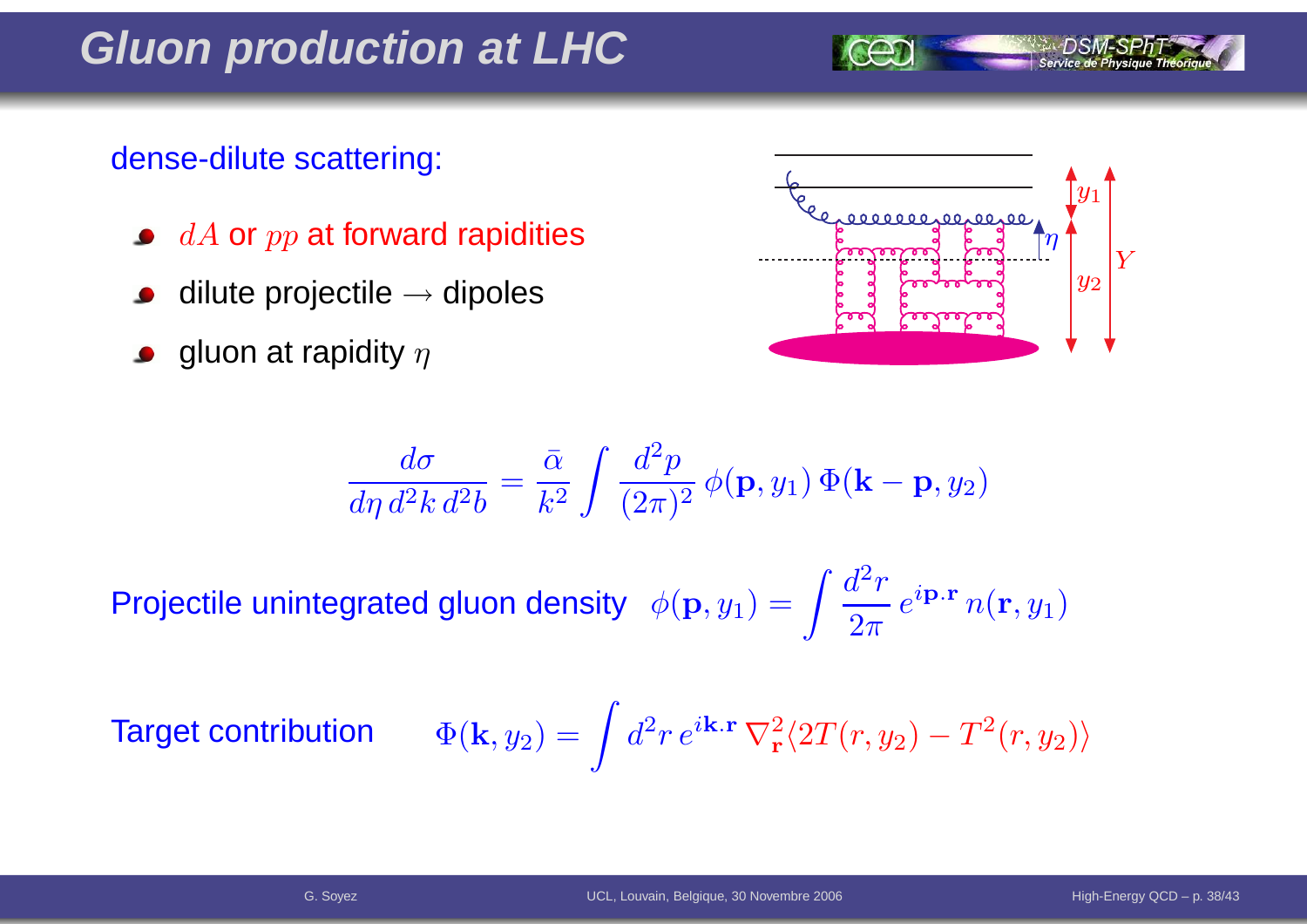# Gluon production at LHC

dense-dilute scattering:

- $dA$ or $pp$ at forward rapidities
- dilute projectile $\rightarrow$ dipoles
- gluon at rapidity $\eta$

$$\frac{d\sigma}{d\eta\, d^2k\, d^2b} = \frac{\bar{\alpha}}{k^2} \int \frac{d^2p}{(2\pi)^2}\, \phi(\mathbf{p}, y_1)\, \Phi(\mathbf{k} - \mathbf{p}, y_2)$$

Projectile unintegrated gluon density $\phi(\mathbf{p}, y_1) = \int \frac{d^2r}{2\pi}\, e^{i\mathbf{p}.\mathbf{r}}\, n(\mathbf{r}, y_1)$

Target contribution $\Phi(\mathbf{k}, y_2) = \int d^2r\, e^{i\mathbf{k}.\mathbf{r}}\, \nabla^2_{\mathbf{r}} \langle 2T(r, y_2) - T^2(r, y_2) \rangle$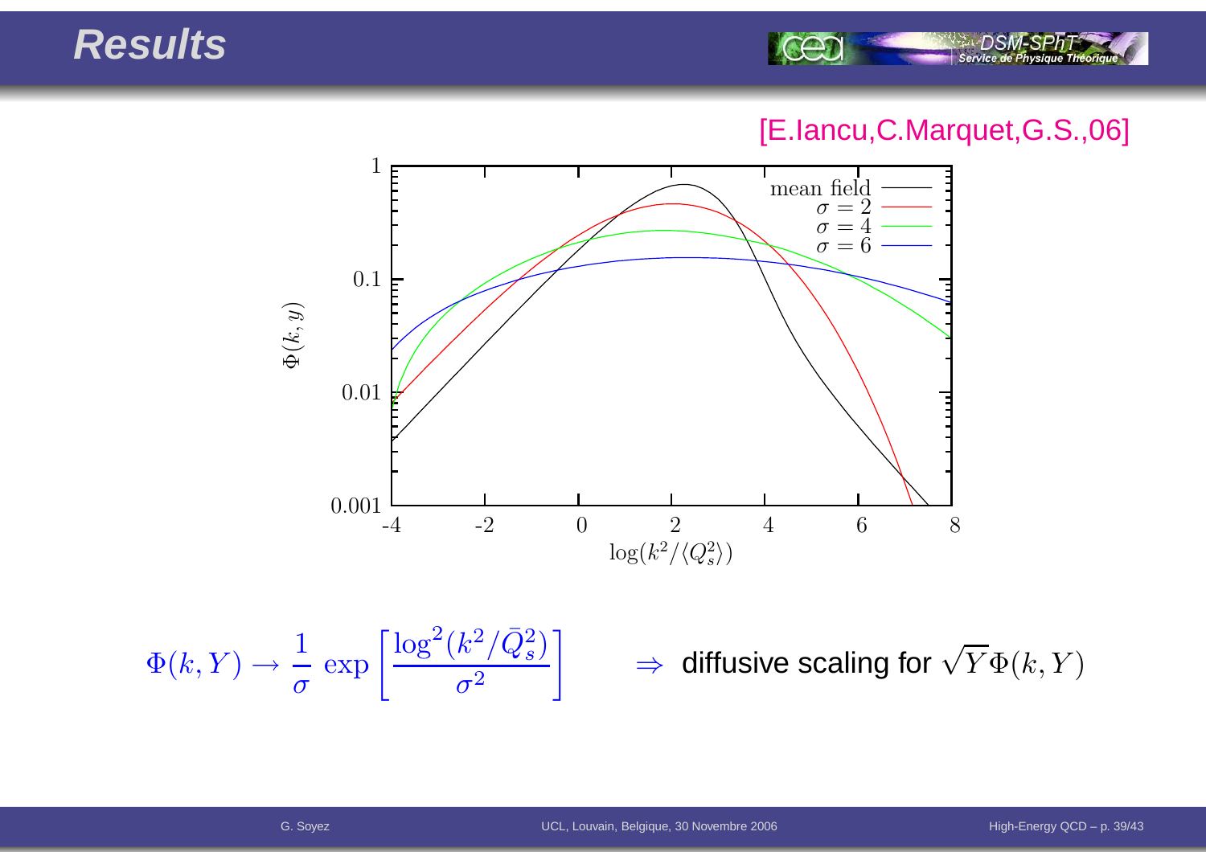# Results

[E.Iancu,C.Marquet,G.S.,06]

$$\Phi(k,Y) \to \frac{1}{\sigma}\,\exp\left[\frac{\log^2(k^2/\bar{Q}_s^2)}{\sigma^2}\right] \qquad \Rightarrow \text{ diffusive scaling for } \sqrt{Y}\Phi(k,Y)$$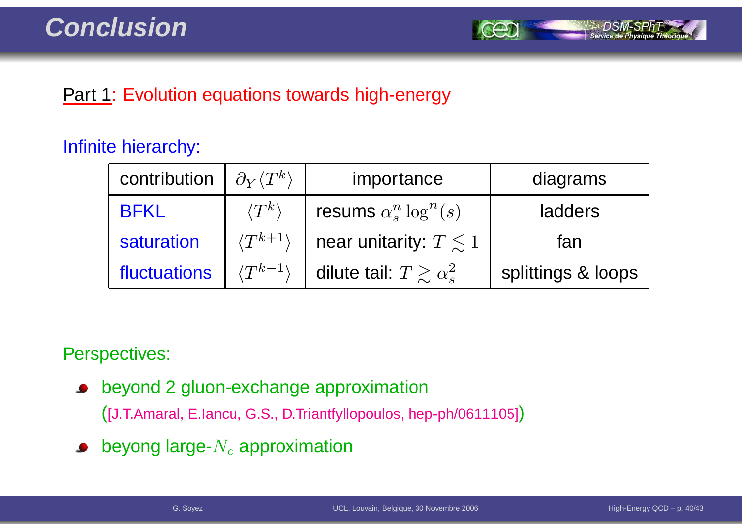# Conclusion

Part 1: Evolution equations towards high-energy

Infinite hierarchy:

| contribution | $\partial_Y \langle T^k \rangle$ | importance | diagrams |
|---|---|---|---|
| BFKL | $\langle T^k \rangle$ | resums $\alpha_s^n \log^n(s)$ | ladders |
| saturation | $\langle T^{k+1} \rangle$ | near unitarity: $T \lesssim 1$ | fan |
| fluctuations | $\langle T^{k-1} \rangle$ | dilute tail: $T \gtrsim \alpha_s^2$ | splittings & loops |

Perspectives:

- beyond 2 gluon-exchange approximation
  ([J.T.Amaral, E.Iancu, G.S., D.Triantfyllopoulos, hep-ph/0611105])
- beyong large-$N_c$ approximation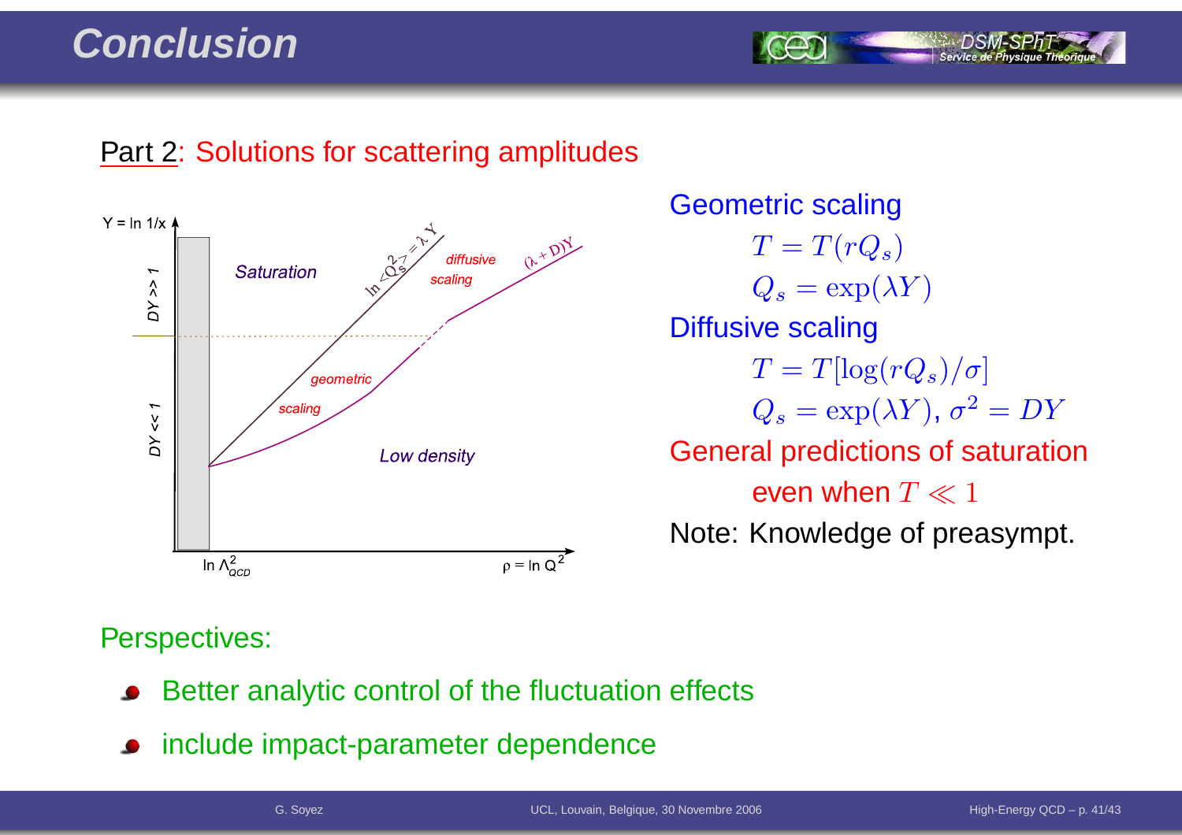# Conclusion

Part 2: Solutions for scattering amplitudes

Geometric scaling

$$T = T(rQ_s)$$
$$Q_s = \exp(\lambda Y)$$

Diffusive scaling

$$T = T[\log(rQ_s)/\sigma]$$
$$Q_s = \exp(\lambda Y),\ \sigma^2 = DY$$

General predictions of saturation even when $T \ll 1$

Note: Knowledge of preasympt.

Perspectives:

- Better analytic control of the fluctuation effects
- include impact-parameter dependence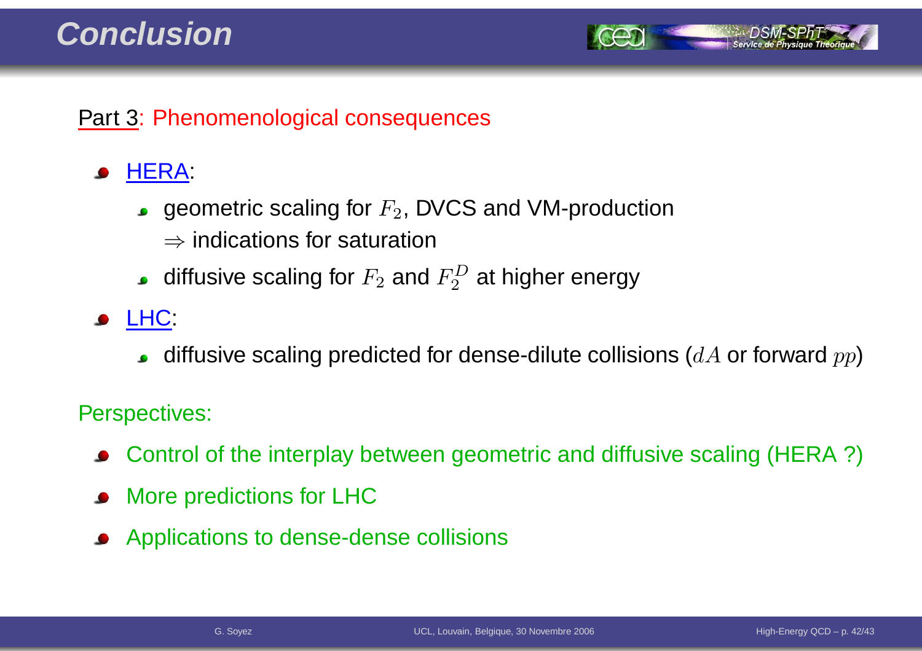# Conclusion

Part 3: Phenomenological consequences

- HERA:
  - geometric scaling for $F_2$, DVCS and VM-production
    $\Rightarrow$ indications for saturation
  - diffusive scaling for $F_2$ and $F_2^D$ at higher energy
- LHC:
  - diffusive scaling predicted for dense-dilute collisions ($dA$ or forward $pp$)

Perspectives:

- Control of the interplay between geometric and diffusive scaling (HERA ?)
- More predictions for LHC
- Applications to dense-dense collisions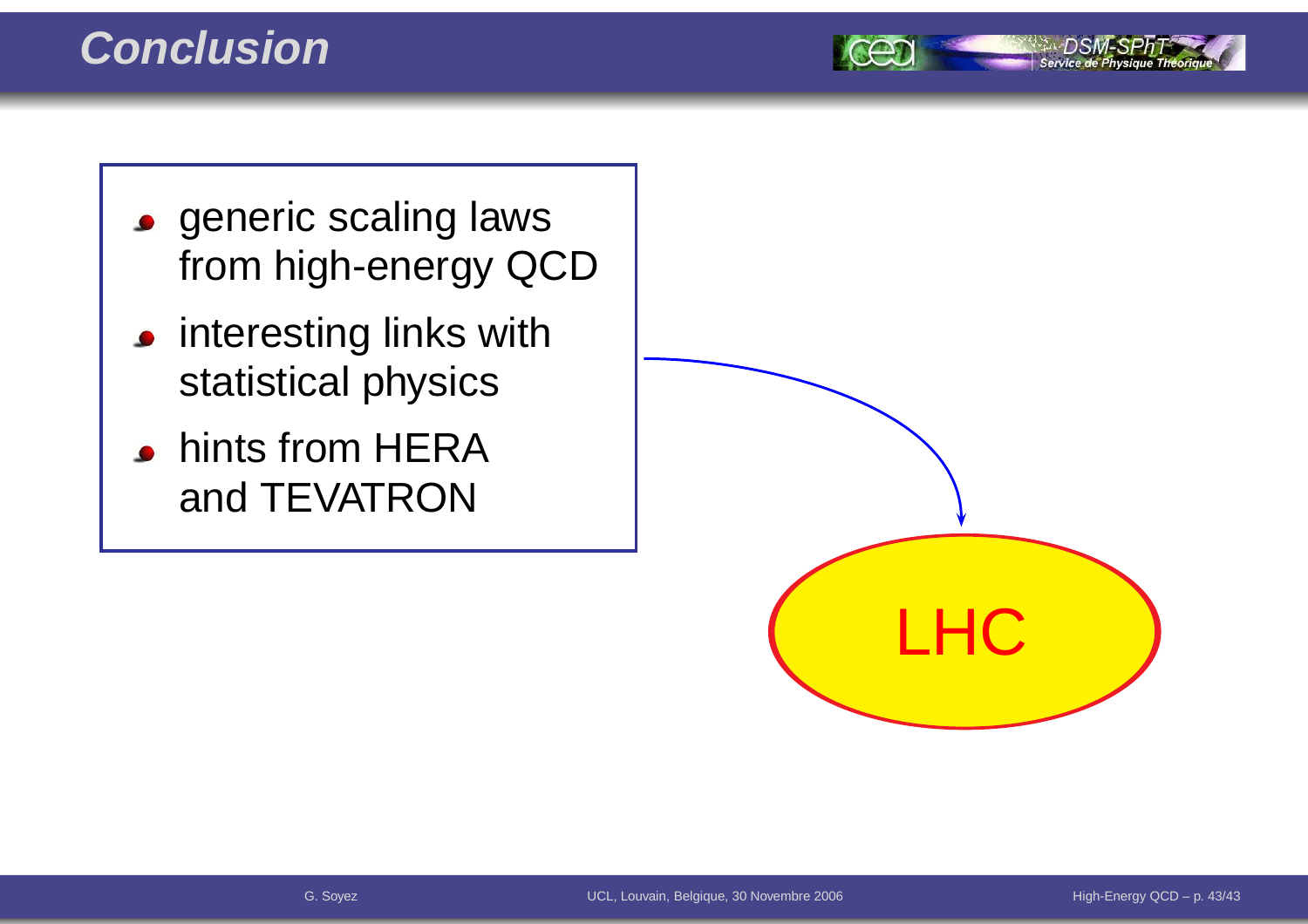# Conclusion

- generic scaling laws from high-energy QCD
- interesting links with statistical physics
- hints from HERA and TEVATRON

LHC